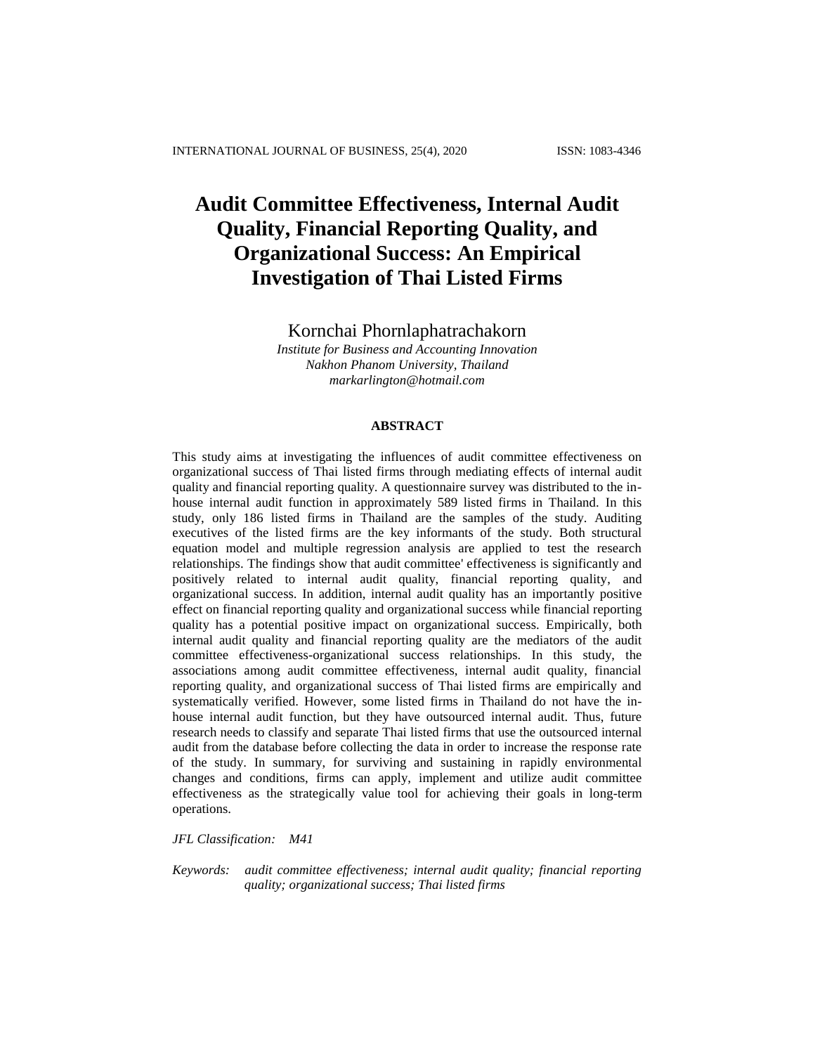# Audit Committee Effectiveness, Internal Audit Quality, Financial Reporting Quality, and Organizational Success: An Empirical Investigation of Thai Listed Firms

Kornchai Phornlaphatrachakorn

*Institute for Business and Accounting Innovation*
*Nakhon Phanom University, Thailand*
*markarlington@hotmail.com*

## ABSTRACT

This study aims at investigating the influences of audit committee effectiveness on organizational success of Thai listed firms through mediating effects of internal audit quality and financial reporting quality. A questionnaire survey was distributed to the in-house internal audit function in approximately 589 listed firms in Thailand. In this study, only 186 listed firms in Thailand are the samples of the study. Auditing executives of the listed firms are the key informants of the study. Both structural equation model and multiple regression analysis are applied to test the research relationships. The findings show that audit committee' effectiveness is significantly and positively related to internal audit quality, financial reporting quality, and organizational success. In addition, internal audit quality has an importantly positive effect on financial reporting quality and organizational success while financial reporting quality has a potential positive impact on organizational success. Empirically, both internal audit quality and financial reporting quality are the mediators of the audit committee effectiveness-organizational success relationships. In this study, the associations among audit committee effectiveness, internal audit quality, financial reporting quality, and organizational success of Thai listed firms are empirically and systematically verified. However, some listed firms in Thailand do not have the in-house internal audit function, but they have outsourced internal audit. Thus, future research needs to classify and separate Thai listed firms that use the outsourced internal audit from the database before collecting the data in order to increase the response rate of the study. In summary, for surviving and sustaining in rapidly environmental changes and conditions, firms can apply, implement and utilize audit committee effectiveness as the strategically value tool for achieving their goals in long-term operations.

*JFL Classification:* *M41*

*Keywords:* *audit committee effectiveness; internal audit quality; financial reporting quality; organizational success; Thai listed firms*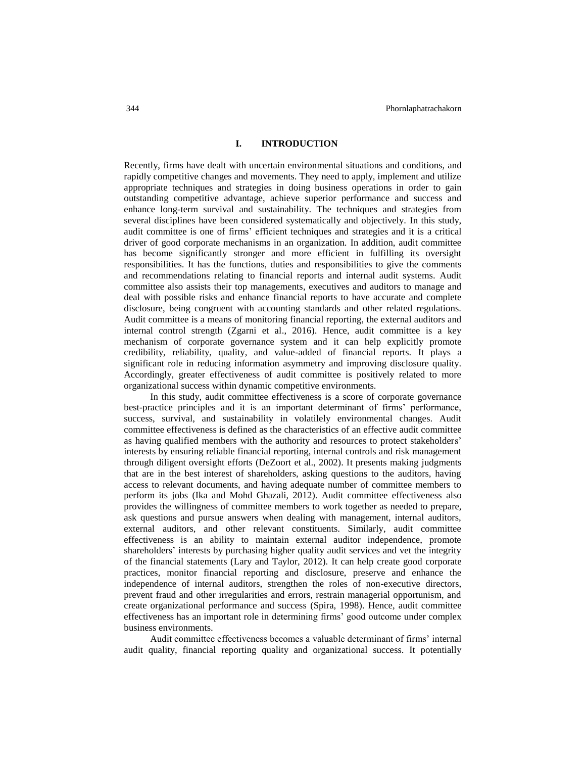## I. INTRODUCTION

Recently, firms have dealt with uncertain environmental situations and conditions, and rapidly competitive changes and movements. They need to apply, implement and utilize appropriate techniques and strategies in doing business operations in order to gain outstanding competitive advantage, achieve superior performance and success and enhance long-term survival and sustainability. The techniques and strategies from several disciplines have been considered systematically and objectively. In this study, audit committee is one of firms' efficient techniques and strategies and it is a critical driver of good corporate mechanisms in an organization. In addition, audit committee has become significantly stronger and more efficient in fulfilling its oversight responsibilities. It has the functions, duties and responsibilities to give the comments and recommendations relating to financial reports and internal audit systems. Audit committee also assists their top managements, executives and auditors to manage and deal with possible risks and enhance financial reports to have accurate and complete disclosure, being congruent with accounting standards and other related regulations. Audit committee is a means of monitoring financial reporting, the external auditors and internal control strength (Zgarni et al., 2016). Hence, audit committee is a key mechanism of corporate governance system and it can help explicitly promote credibility, reliability, quality, and value-added of financial reports. It plays a significant role in reducing information asymmetry and improving disclosure quality. Accordingly, greater effectiveness of audit committee is positively related to more organizational success within dynamic competitive environments.

In this study, audit committee effectiveness is a score of corporate governance best-practice principles and it is an important determinant of firms' performance, success, survival, and sustainability in volatilely environmental changes. Audit committee effectiveness is defined as the characteristics of an effective audit committee as having qualified members with the authority and resources to protect stakeholders' interests by ensuring reliable financial reporting, internal controls and risk management through diligent oversight efforts (DeZoort et al., 2002). It presents making judgments that are in the best interest of shareholders, asking questions to the auditors, having access to relevant documents, and having adequate number of committee members to perform its jobs (Ika and Mohd Ghazali, 2012). Audit committee effectiveness also provides the willingness of committee members to work together as needed to prepare, ask questions and pursue answers when dealing with management, internal auditors, external auditors, and other relevant constituents. Similarly, audit committee effectiveness is an ability to maintain external auditor independence, promote shareholders' interests by purchasing higher quality audit services and vet the integrity of the financial statements (Lary and Taylor, 2012). It can help create good corporate practices, monitor financial reporting and disclosure, preserve and enhance the independence of internal auditors, strengthen the roles of non-executive directors, prevent fraud and other irregularities and errors, restrain managerial opportunism, and create organizational performance and success (Spira, 1998). Hence, audit committee effectiveness has an important role in determining firms' good outcome under complex business environments.

Audit committee effectiveness becomes a valuable determinant of firms' internal audit quality, financial reporting quality and organizational success. It potentially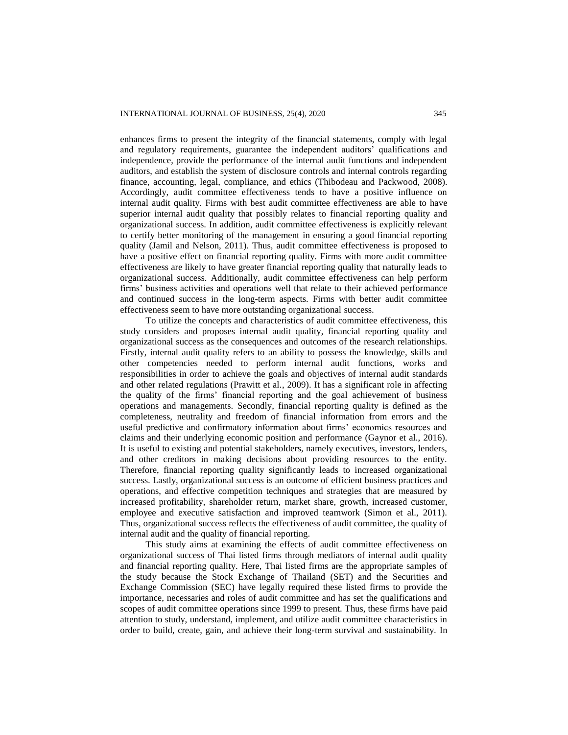enhances firms to present the integrity of the financial statements, comply with legal and regulatory requirements, guarantee the independent auditors' qualifications and independence, provide the performance of the internal audit functions and independent auditors, and establish the system of disclosure controls and internal controls regarding finance, accounting, legal, compliance, and ethics (Thibodeau and Packwood, 2008). Accordingly, audit committee effectiveness tends to have a positive influence on internal audit quality. Firms with best audit committee effectiveness are able to have superior internal audit quality that possibly relates to financial reporting quality and organizational success. In addition, audit committee effectiveness is explicitly relevant to certify better monitoring of the management in ensuring a good financial reporting quality (Jamil and Nelson, 2011). Thus, audit committee effectiveness is proposed to have a positive effect on financial reporting quality. Firms with more audit committee effectiveness are likely to have greater financial reporting quality that naturally leads to organizational success. Additionally, audit committee effectiveness can help perform firms' business activities and operations well that relate to their achieved performance and continued success in the long-term aspects. Firms with better audit committee effectiveness seem to have more outstanding organizational success.

To utilize the concepts and characteristics of audit committee effectiveness, this study considers and proposes internal audit quality, financial reporting quality and organizational success as the consequences and outcomes of the research relationships. Firstly, internal audit quality refers to an ability to possess the knowledge, skills and other competencies needed to perform internal audit functions, works and responsibilities in order to achieve the goals and objectives of internal audit standards and other related regulations (Prawitt et al., 2009). It has a significant role in affecting the quality of the firms' financial reporting and the goal achievement of business operations and managements. Secondly, financial reporting quality is defined as the completeness, neutrality and freedom of financial information from errors and the useful predictive and confirmatory information about firms' economics resources and claims and their underlying economic position and performance (Gaynor et al., 2016). It is useful to existing and potential stakeholders, namely executives, investors, lenders, and other creditors in making decisions about providing resources to the entity. Therefore, financial reporting quality significantly leads to increased organizational success. Lastly, organizational success is an outcome of efficient business practices and operations, and effective competition techniques and strategies that are measured by increased profitability, shareholder return, market share, growth, increased customer, employee and executive satisfaction and improved teamwork (Simon et al., 2011). Thus, organizational success reflects the effectiveness of audit committee, the quality of internal audit and the quality of financial reporting.

This study aims at examining the effects of audit committee effectiveness on organizational success of Thai listed firms through mediators of internal audit quality and financial reporting quality. Here, Thai listed firms are the appropriate samples of the study because the Stock Exchange of Thailand (SET) and the Securities and Exchange Commission (SEC) have legally required these listed firms to provide the importance, necessaries and roles of audit committee and has set the qualifications and scopes of audit committee operations since 1999 to present. Thus, these firms have paid attention to study, understand, implement, and utilize audit committee characteristics in order to build, create, gain, and achieve their long-term survival and sustainability. In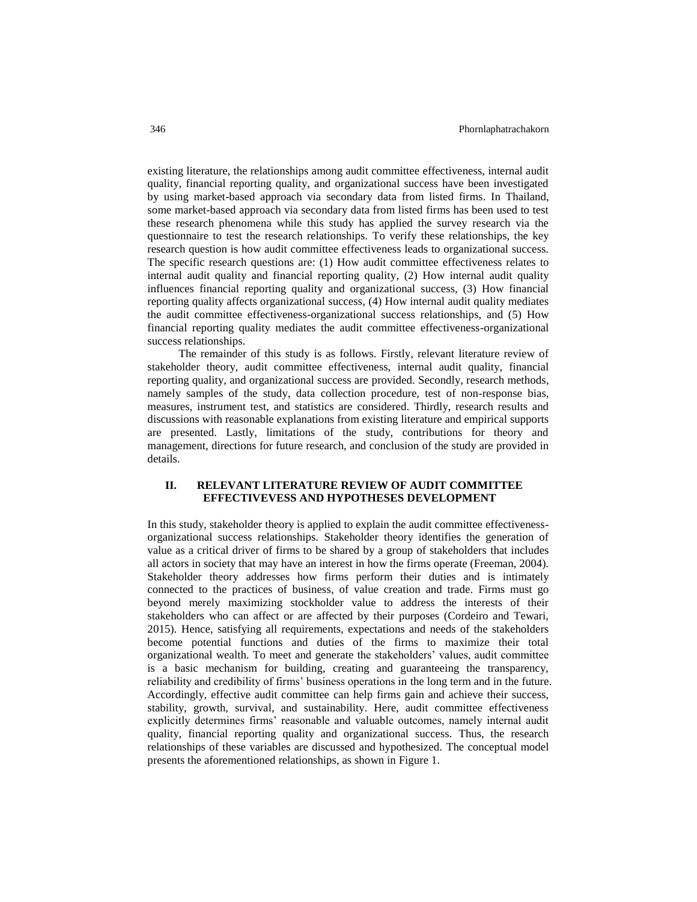existing literature, the relationships among audit committee effectiveness, internal audit quality, financial reporting quality, and organizational success have been investigated by using market-based approach via secondary data from listed firms. In Thailand, some market-based approach via secondary data from listed firms has been used to test these research phenomena while this study has applied the survey research via the questionnaire to test the research relationships. To verify these relationships, the key research question is how audit committee effectiveness leads to organizational success. The specific research questions are: (1) How audit committee effectiveness relates to internal audit quality and financial reporting quality, (2) How internal audit quality influences financial reporting quality and organizational success, (3) How financial reporting quality affects organizational success, (4) How internal audit quality mediates the audit committee effectiveness-organizational success relationships, and (5) How financial reporting quality mediates the audit committee effectiveness-organizational success relationships.

The remainder of this study is as follows. Firstly, relevant literature review of stakeholder theory, audit committee effectiveness, internal audit quality, financial reporting quality, and organizational success are provided. Secondly, research methods, namely samples of the study, data collection procedure, test of non-response bias, measures, instrument test, and statistics are considered. Thirdly, research results and discussions with reasonable explanations from existing literature and empirical supports are presented. Lastly, limitations of the study, contributions for theory and management, directions for future research, and conclusion of the study are provided in details.

## II. RELEVANT LITERATURE REVIEW OF AUDIT COMMITTEE EFFECTIVEVESS AND HYPOTHESES DEVELOPMENT

In this study, stakeholder theory is applied to explain the audit committee effectiveness-organizational success relationships. Stakeholder theory identifies the generation of value as a critical driver of firms to be shared by a group of stakeholders that includes all actors in society that may have an interest in how the firms operate (Freeman, 2004). Stakeholder theory addresses how firms perform their duties and is intimately connected to the practices of business, of value creation and trade. Firms must go beyond merely maximizing stockholder value to address the interests of their stakeholders who can affect or are affected by their purposes (Cordeiro and Tewari, 2015). Hence, satisfying all requirements, expectations and needs of the stakeholders become potential functions and duties of the firms to maximize their total organizational wealth. To meet and generate the stakeholders' values, audit committee is a basic mechanism for building, creating and guaranteeing the transparency, reliability and credibility of firms' business operations in the long term and in the future. Accordingly, effective audit committee can help firms gain and achieve their success, stability, growth, survival, and sustainability. Here, audit committee effectiveness explicitly determines firms' reasonable and valuable outcomes, namely internal audit quality, financial reporting quality and organizational success. Thus, the research relationships of these variables are discussed and hypothesized. The conceptual model presents the aforementioned relationships, as shown in Figure 1.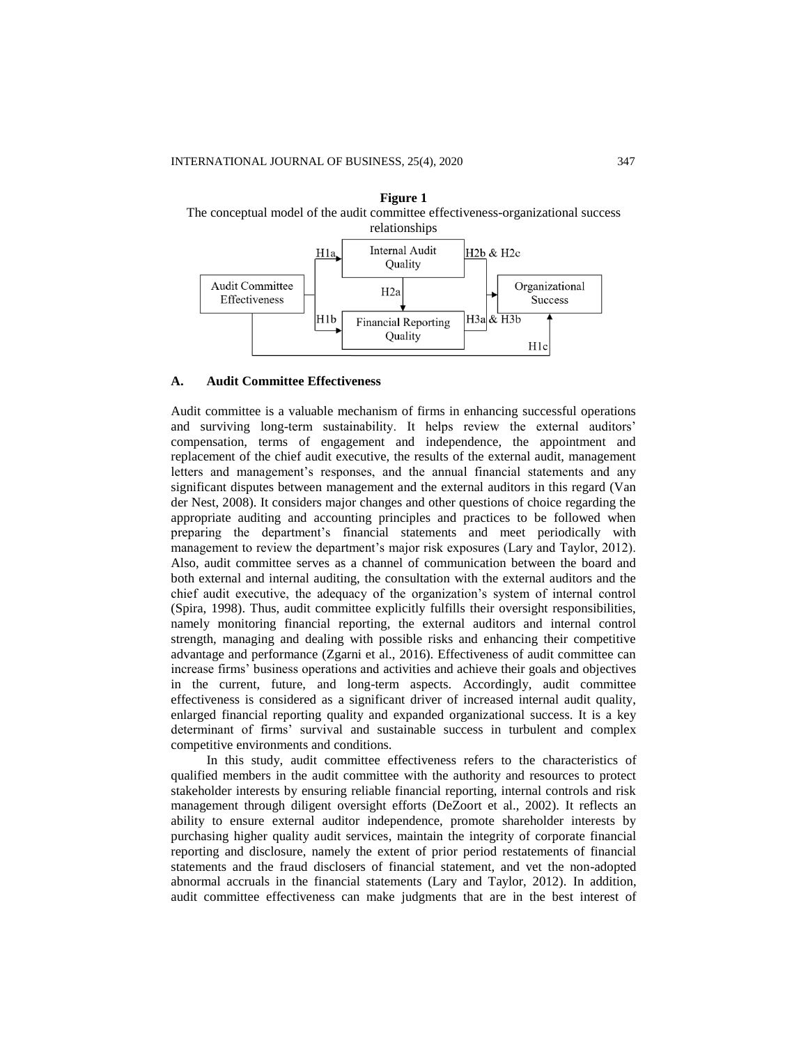**Figure 1**
The conceptual model of the audit committee effectiveness-organizational success relationships

## A. Audit Committee Effectiveness

Audit committee is a valuable mechanism of firms in enhancing successful operations and surviving long-term sustainability. It helps review the external auditors' compensation, terms of engagement and independence, the appointment and replacement of the chief audit executive, the results of the external audit, management letters and management's responses, and the annual financial statements and any significant disputes between management and the external auditors in this regard (Van der Nest, 2008). It considers major changes and other questions of choice regarding the appropriate auditing and accounting principles and practices to be followed when preparing the department's financial statements and meet periodically with management to review the department's major risk exposures (Lary and Taylor, 2012). Also, audit committee serves as a channel of communication between the board and both external and internal auditing, the consultation with the external auditors and the chief audit executive, the adequacy of the organization's system of internal control (Spira, 1998). Thus, audit committee explicitly fulfills their oversight responsibilities, namely monitoring financial reporting, the external auditors and internal control strength, managing and dealing with possible risks and enhancing their competitive advantage and performance (Zgarni et al., 2016). Effectiveness of audit committee can increase firms' business operations and activities and achieve their goals and objectives in the current, future, and long-term aspects. Accordingly, audit committee effectiveness is considered as a significant driver of increased internal audit quality, enlarged financial reporting quality and expanded organizational success. It is a key determinant of firms' survival and sustainable success in turbulent and complex competitive environments and conditions.

In this study, audit committee effectiveness refers to the characteristics of qualified members in the audit committee with the authority and resources to protect stakeholder interests by ensuring reliable financial reporting, internal controls and risk management through diligent oversight efforts (DeZoort et al., 2002). It reflects an ability to ensure external auditor independence, promote shareholder interests by purchasing higher quality audit services, maintain the integrity of corporate financial reporting and disclosure, namely the extent of prior period restatements of financial statements and the fraud disclosers of financial statement, and vet the non-adopted abnormal accruals in the financial statements (Lary and Taylor, 2012). In addition, audit committee effectiveness can make judgments that are in the best interest of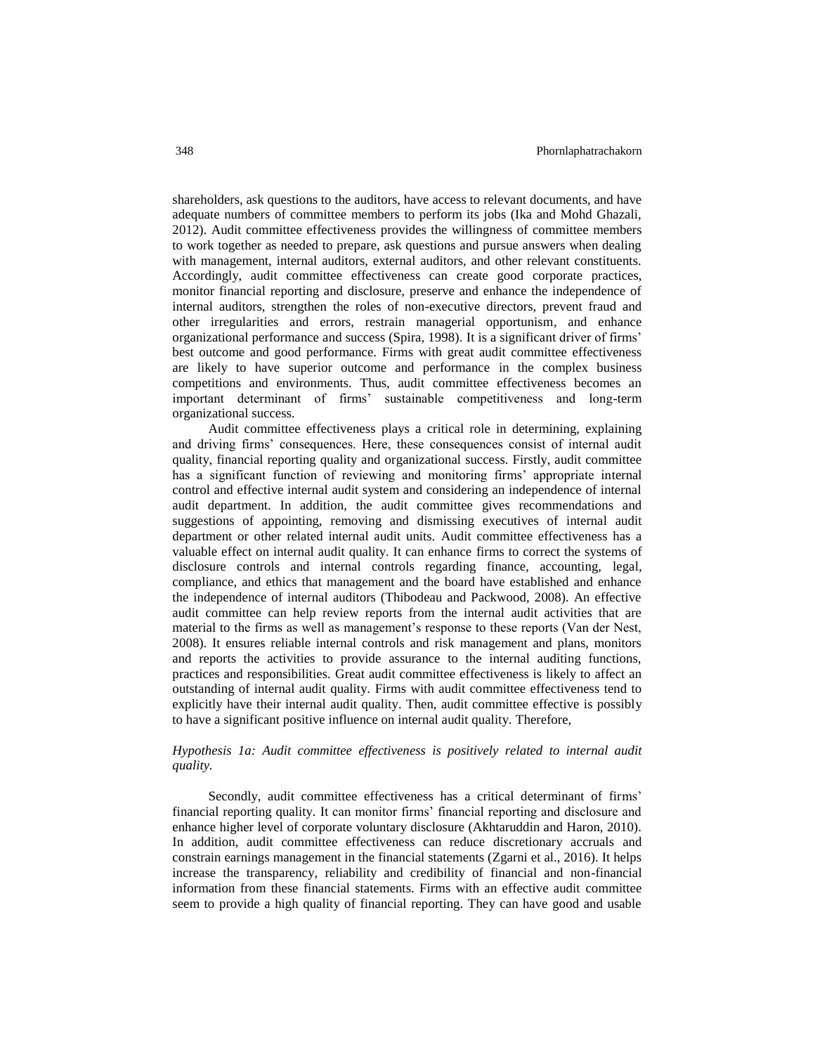shareholders, ask questions to the auditors, have access to relevant documents, and have adequate numbers of committee members to perform its jobs (Ika and Mohd Ghazali, 2012). Audit committee effectiveness provides the willingness of committee members to work together as needed to prepare, ask questions and pursue answers when dealing with management, internal auditors, external auditors, and other relevant constituents. Accordingly, audit committee effectiveness can create good corporate practices, monitor financial reporting and disclosure, preserve and enhance the independence of internal auditors, strengthen the roles of non-executive directors, prevent fraud and other irregularities and errors, restrain managerial opportunism, and enhance organizational performance and success (Spira, 1998). It is a significant driver of firms' best outcome and good performance. Firms with great audit committee effectiveness are likely to have superior outcome and performance in the complex business competitions and environments. Thus, audit committee effectiveness becomes an important determinant of firms' sustainable competitiveness and long-term organizational success.

Audit committee effectiveness plays a critical role in determining, explaining and driving firms' consequences. Here, these consequences consist of internal audit quality, financial reporting quality and organizational success. Firstly, audit committee has a significant function of reviewing and monitoring firms' appropriate internal control and effective internal audit system and considering an independence of internal audit department. In addition, the audit committee gives recommendations and suggestions of appointing, removing and dismissing executives of internal audit department or other related internal audit units. Audit committee effectiveness has a valuable effect on internal audit quality. It can enhance firms to correct the systems of disclosure controls and internal controls regarding finance, accounting, legal, compliance, and ethics that management and the board have established and enhance the independence of internal auditors (Thibodeau and Packwood, 2008). An effective audit committee can help review reports from the internal audit activities that are material to the firms as well as management's response to these reports (Van der Nest, 2008). It ensures reliable internal controls and risk management and plans, monitors and reports the activities to provide assurance to the internal auditing functions, practices and responsibilities. Great audit committee effectiveness is likely to affect an outstanding of internal audit quality. Firms with audit committee effectiveness tend to explicitly have their internal audit quality. Then, audit committee effective is possibly to have a significant positive influence on internal audit quality. Therefore,

*Hypothesis 1a: Audit committee effectiveness is positively related to internal audit quality.*

Secondly, audit committee effectiveness has a critical determinant of firms' financial reporting quality. It can monitor firms' financial reporting and disclosure and enhance higher level of corporate voluntary disclosure (Akhtaruddin and Haron, 2010). In addition, audit committee effectiveness can reduce discretionary accruals and constrain earnings management in the financial statements (Zgarni et al., 2016). It helps increase the transparency, reliability and credibility of financial and non-financial information from these financial statements. Firms with an effective audit committee seem to provide a high quality of financial reporting. They can have good and usable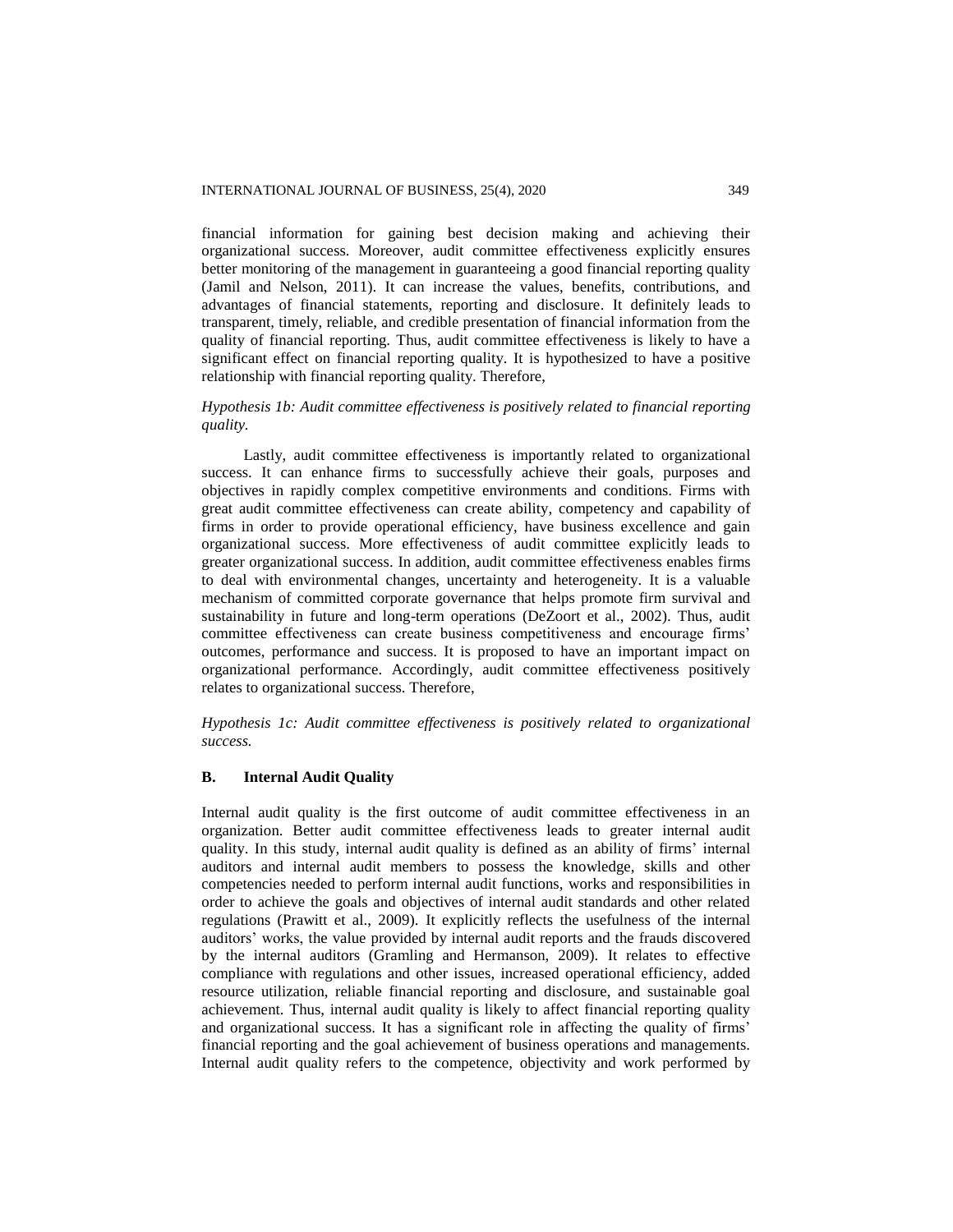financial information for gaining best decision making and achieving their organizational success. Moreover, audit committee effectiveness explicitly ensures better monitoring of the management in guaranteeing a good financial reporting quality (Jamil and Nelson, 2011). It can increase the values, benefits, contributions, and advantages of financial statements, reporting and disclosure. It definitely leads to transparent, timely, reliable, and credible presentation of financial information from the quality of financial reporting. Thus, audit committee effectiveness is likely to have a significant effect on financial reporting quality. It is hypothesized to have a positive relationship with financial reporting quality. Therefore,

*Hypothesis 1b: Audit committee effectiveness is positively related to financial reporting quality.*

Lastly, audit committee effectiveness is importantly related to organizational success. It can enhance firms to successfully achieve their goals, purposes and objectives in rapidly complex competitive environments and conditions. Firms with great audit committee effectiveness can create ability, competency and capability of firms in order to provide operational efficiency, have business excellence and gain organizational success. More effectiveness of audit committee explicitly leads to greater organizational success. In addition, audit committee effectiveness enables firms to deal with environmental changes, uncertainty and heterogeneity. It is a valuable mechanism of committed corporate governance that helps promote firm survival and sustainability in future and long-term operations (DeZoort et al., 2002). Thus, audit committee effectiveness can create business competitiveness and encourage firms' outcomes, performance and success. It is proposed to have an important impact on organizational performance. Accordingly, audit committee effectiveness positively relates to organizational success. Therefore,

*Hypothesis 1c: Audit committee effectiveness is positively related to organizational success.*

### B. Internal Audit Quality

Internal audit quality is the first outcome of audit committee effectiveness in an organization. Better audit committee effectiveness leads to greater internal audit quality. In this study, internal audit quality is defined as an ability of firms' internal auditors and internal audit members to possess the knowledge, skills and other competencies needed to perform internal audit functions, works and responsibilities in order to achieve the goals and objectives of internal audit standards and other related regulations (Prawitt et al., 2009). It explicitly reflects the usefulness of the internal auditors' works, the value provided by internal audit reports and the frauds discovered by the internal auditors (Gramling and Hermanson, 2009). It relates to effective compliance with regulations and other issues, increased operational efficiency, added resource utilization, reliable financial reporting and disclosure, and sustainable goal achievement. Thus, internal audit quality is likely to affect financial reporting quality and organizational success. It has a significant role in affecting the quality of firms' financial reporting and the goal achievement of business operations and managements. Internal audit quality refers to the competence, objectivity and work performed by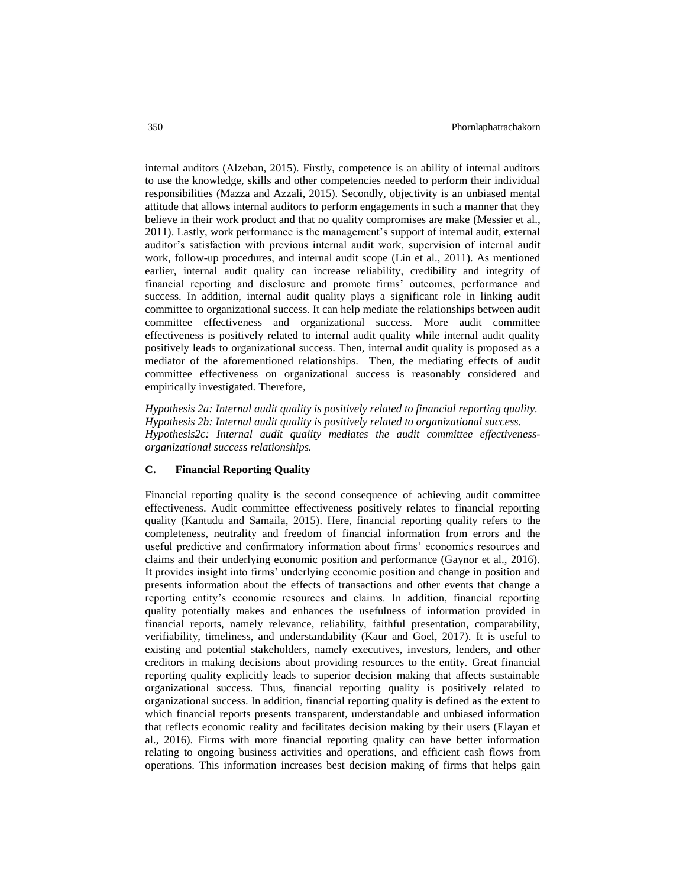internal auditors (Alzeban, 2015). Firstly, competence is an ability of internal auditors to use the knowledge, skills and other competencies needed to perform their individual responsibilities (Mazza and Azzali, 2015). Secondly, objectivity is an unbiased mental attitude that allows internal auditors to perform engagements in such a manner that they believe in their work product and that no quality compromises are make (Messier et al., 2011). Lastly, work performance is the management's support of internal audit, external auditor's satisfaction with previous internal audit work, supervision of internal audit work, follow-up procedures, and internal audit scope (Lin et al., 2011). As mentioned earlier, internal audit quality can increase reliability, credibility and integrity of financial reporting and disclosure and promote firms' outcomes, performance and success. In addition, internal audit quality plays a significant role in linking audit committee to organizational success. It can help mediate the relationships between audit committee effectiveness and organizational success. More audit committee effectiveness is positively related to internal audit quality while internal audit quality positively leads to organizational success. Then, internal audit quality is proposed as a mediator of the aforementioned relationships. Then, the mediating effects of audit committee effectiveness on organizational success is reasonably considered and empirically investigated. Therefore,

*Hypothesis 2a: Internal audit quality is positively related to financial reporting quality.*
*Hypothesis 2b: Internal audit quality is positively related to organizational success.*
*Hypothesis2c: Internal audit quality mediates the audit committee effectiveness-organizational success relationships.*

### C. Financial Reporting Quality

Financial reporting quality is the second consequence of achieving audit committee effectiveness. Audit committee effectiveness positively relates to financial reporting quality (Kantudu and Samaila, 2015). Here, financial reporting quality refers to the completeness, neutrality and freedom of financial information from errors and the useful predictive and confirmatory information about firms' economics resources and claims and their underlying economic position and performance (Gaynor et al., 2016). It provides insight into firms' underlying economic position and change in position and presents information about the effects of transactions and other events that change a reporting entity's economic resources and claims. In addition, financial reporting quality potentially makes and enhances the usefulness of information provided in financial reports, namely relevance, reliability, faithful presentation, comparability, verifiability, timeliness, and understandability (Kaur and Goel, 2017). It is useful to existing and potential stakeholders, namely executives, investors, lenders, and other creditors in making decisions about providing resources to the entity. Great financial reporting quality explicitly leads to superior decision making that affects sustainable organizational success. Thus, financial reporting quality is positively related to organizational success. In addition, financial reporting quality is defined as the extent to which financial reports presents transparent, understandable and unbiased information that reflects economic reality and facilitates decision making by their users (Elayan et al., 2016). Firms with more financial reporting quality can have better information relating to ongoing business activities and operations, and efficient cash flows from operations. This information increases best decision making of firms that helps gain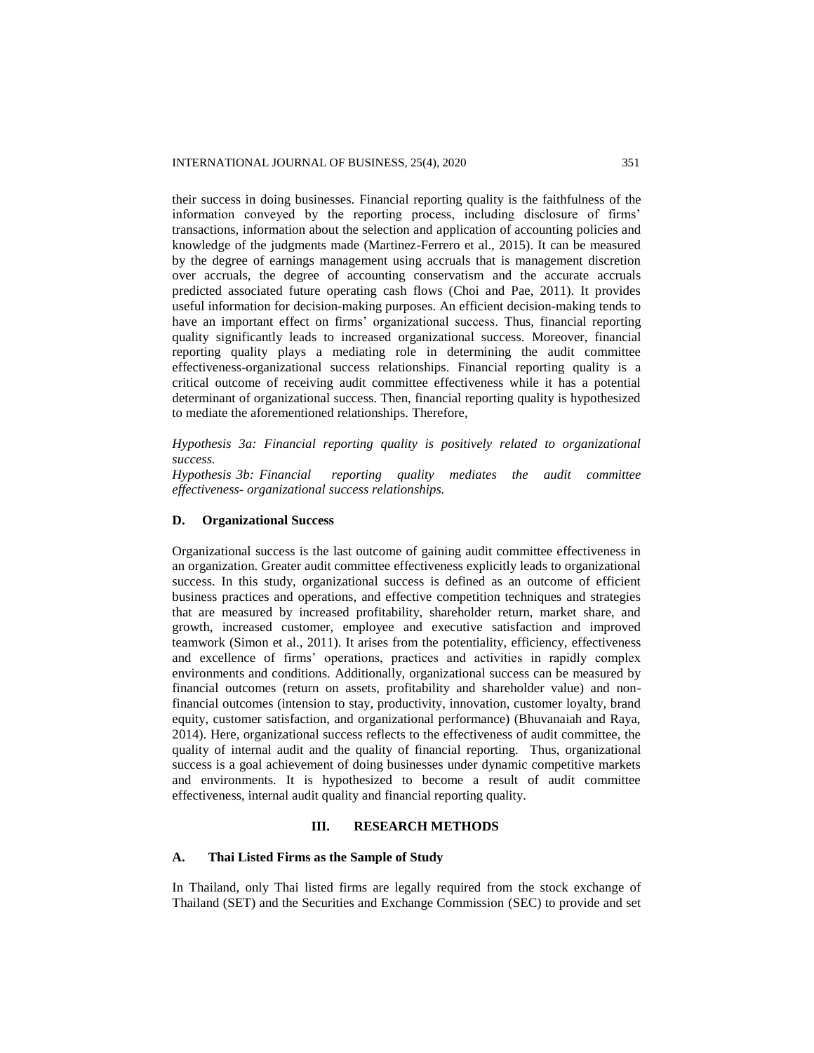their success in doing businesses. Financial reporting quality is the faithfulness of the information conveyed by the reporting process, including disclosure of firms' transactions, information about the selection and application of accounting policies and knowledge of the judgments made (Martinez-Ferrero et al., 2015). It can be measured by the degree of earnings management using accruals that is management discretion over accruals, the degree of accounting conservatism and the accurate accruals predicted associated future operating cash flows (Choi and Pae, 2011). It provides useful information for decision-making purposes. An efficient decision-making tends to have an important effect on firms' organizational success. Thus, financial reporting quality significantly leads to increased organizational success. Moreover, financial reporting quality plays a mediating role in determining the audit committee effectiveness-organizational success relationships. Financial reporting quality is a critical outcome of receiving audit committee effectiveness while it has a potential determinant of organizational success. Then, financial reporting quality is hypothesized to mediate the aforementioned relationships. Therefore,

*Hypothesis 3a: Financial reporting quality is positively related to organizational success.*
*Hypothesis 3b: Financial reporting quality mediates the audit committee effectiveness- organizational success relationships.*

### D. Organizational Success

Organizational success is the last outcome of gaining audit committee effectiveness in an organization. Greater audit committee effectiveness explicitly leads to organizational success. In this study, organizational success is defined as an outcome of efficient business practices and operations, and effective competition techniques and strategies that are measured by increased profitability, shareholder return, market share, and growth, increased customer, employee and executive satisfaction and improved teamwork (Simon et al., 2011). It arises from the potentiality, efficiency, effectiveness and excellence of firms' operations, practices and activities in rapidly complex environments and conditions. Additionally, organizational success can be measured by financial outcomes (return on assets, profitability and shareholder value) and non-financial outcomes (intension to stay, productivity, innovation, customer loyalty, brand equity, customer satisfaction, and organizational performance) (Bhuvanaiah and Raya, 2014). Here, organizational success reflects to the effectiveness of audit committee, the quality of internal audit and the quality of financial reporting. Thus, organizational success is a goal achievement of doing businesses under dynamic competitive markets and environments. It is hypothesized to become a result of audit committee effectiveness, internal audit quality and financial reporting quality.

## III. RESEARCH METHODS

### A. Thai Listed Firms as the Sample of Study

In Thailand, only Thai listed firms are legally required from the stock exchange of Thailand (SET) and the Securities and Exchange Commission (SEC) to provide and set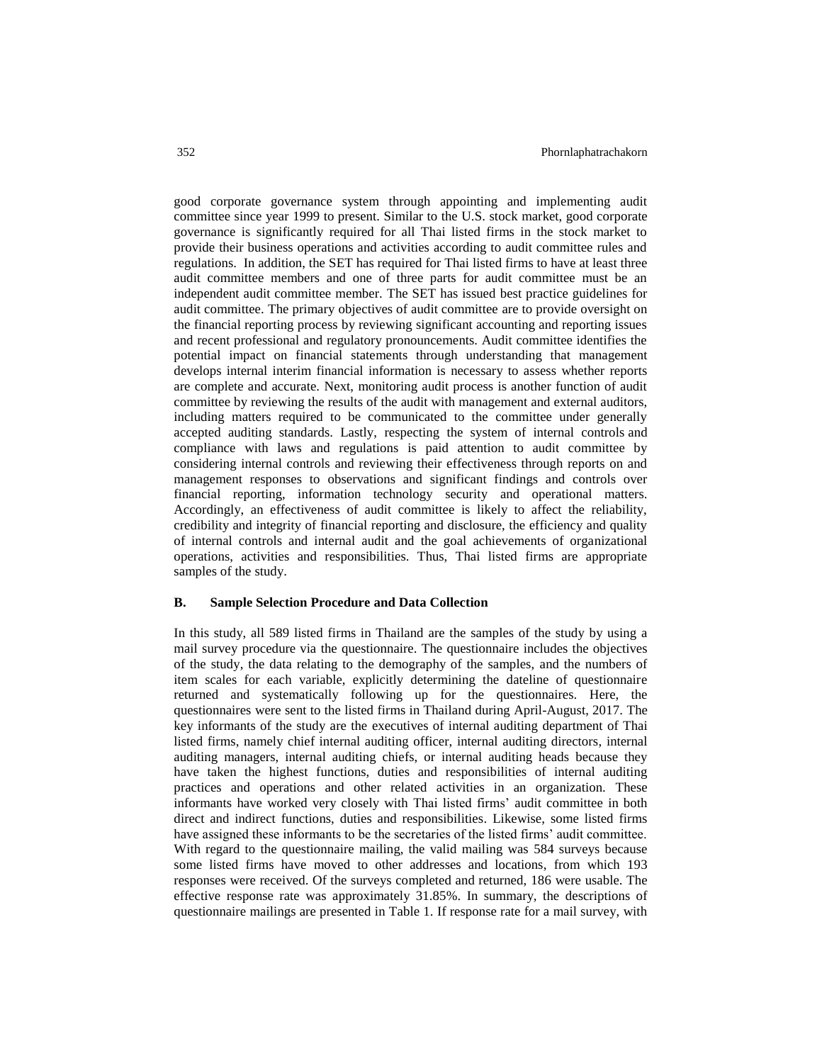good corporate governance system through appointing and implementing audit committee since year 1999 to present. Similar to the U.S. stock market, good corporate governance is significantly required for all Thai listed firms in the stock market to provide their business operations and activities according to audit committee rules and regulations. In addition, the SET has required for Thai listed firms to have at least three audit committee members and one of three parts for audit committee must be an independent audit committee member. The SET has issued best practice guidelines for audit committee. The primary objectives of audit committee are to provide oversight on the financial reporting process by reviewing significant accounting and reporting issues and recent professional and regulatory pronouncements. Audit committee identifies the potential impact on financial statements through understanding that management develops internal interim financial information is necessary to assess whether reports are complete and accurate. Next, monitoring audit process is another function of audit committee by reviewing the results of the audit with management and external auditors, including matters required to be communicated to the committee under generally accepted auditing standards. Lastly, respecting the system of internal controls and compliance with laws and regulations is paid attention to audit committee by considering internal controls and reviewing their effectiveness through reports on and management responses to observations and significant findings and controls over financial reporting, information technology security and operational matters. Accordingly, an effectiveness of audit committee is likely to affect the reliability, credibility and integrity of financial reporting and disclosure, the efficiency and quality of internal controls and internal audit and the goal achievements of organizational operations, activities and responsibilities. Thus, Thai listed firms are appropriate samples of the study.

### B. Sample Selection Procedure and Data Collection

In this study, all 589 listed firms in Thailand are the samples of the study by using a mail survey procedure via the questionnaire. The questionnaire includes the objectives of the study, the data relating to the demography of the samples, and the numbers of item scales for each variable, explicitly determining the dateline of questionnaire returned and systematically following up for the questionnaires. Here, the questionnaires were sent to the listed firms in Thailand during April-August, 2017. The key informants of the study are the executives of internal auditing department of Thai listed firms, namely chief internal auditing officer, internal auditing directors, internal auditing managers, internal auditing chiefs, or internal auditing heads because they have taken the highest functions, duties and responsibilities of internal auditing practices and operations and other related activities in an organization. These informants have worked very closely with Thai listed firms' audit committee in both direct and indirect functions, duties and responsibilities. Likewise, some listed firms have assigned these informants to be the secretaries of the listed firms' audit committee. With regard to the questionnaire mailing, the valid mailing was 584 surveys because some listed firms have moved to other addresses and locations, from which 193 responses were received. Of the surveys completed and returned, 186 were usable. The effective response rate was approximately 31.85%. In summary, the descriptions of questionnaire mailings are presented in Table 1. If response rate for a mail survey, with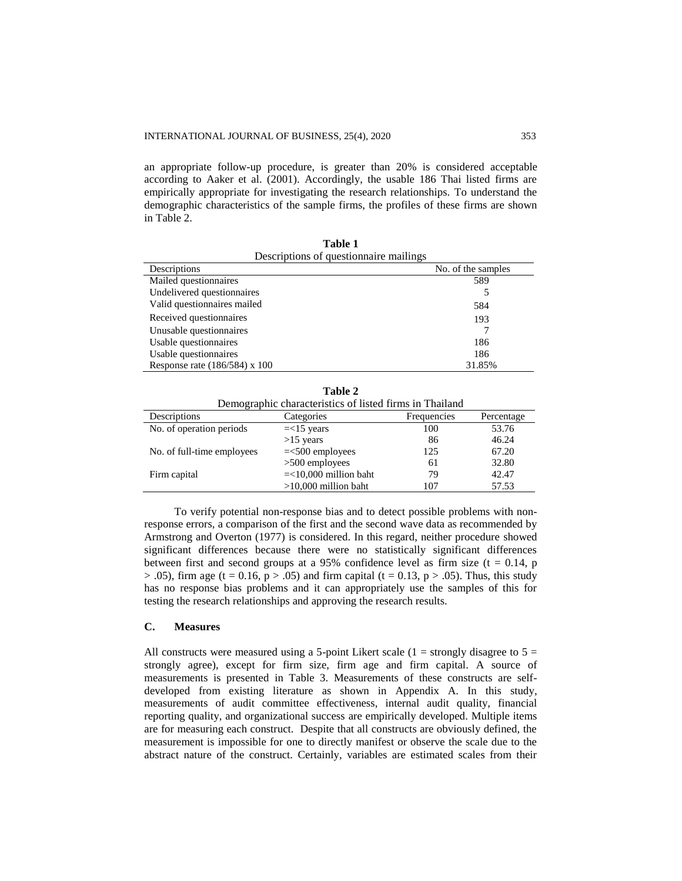an appropriate follow-up procedure, is greater than 20% is considered acceptable according to Aaker et al. (2001). Accordingly, the usable 186 Thai listed firms are empirically appropriate for investigating the research relationships. To understand the demographic characteristics of the sample firms, the profiles of these firms are shown in Table 2.

**Table 1**
Descriptions of questionnaire mailings

| Descriptions | No. of the samples |
|---|---|
| Mailed questionnaires | 589 |
| Undelivered questionnaires | 5 |
| Valid questionnaires mailed | 584 |
| Received questionnaires | 193 |
| Unusable questionnaires | 7 |
| Usable questionnaires | 186 |
| Usable questionnaires | 186 |
| Response rate (186/584) x 100 | 31.85% |

**Table 2**
Demographic characteristics of listed firms in Thailand

| Descriptions | Categories | Frequencies | Percentage |
|---|---|---|---|
| No. of operation periods | =<15 years | 100 | 53.76 |
| | >15 years | 86 | 46.24 |
| No. of full-time employees | =<500 employees | 125 | 67.20 |
| | >500 employees | 61 | 32.80 |
| Firm capital | =<10,000 million baht | 79 | 42.47 |
| | >10,000 million baht | 107 | 57.53 |

To verify potential non-response bias and to detect possible problems with non-response errors, a comparison of the first and the second wave data as recommended by Armstrong and Overton (1977) is considered. In this regard, neither procedure showed significant differences because there were no statistically significant differences between first and second groups at a 95% confidence level as firm size ($t = 0.14$, $p > .05$), firm age ($t = 0.16$, $p > .05$) and firm capital ($t = 0.13$, $p > .05$). Thus, this study has no response bias problems and it can appropriately use the samples of this for testing the research relationships and approving the research results.

### C. Measures

All constructs were measured using a 5-point Likert scale (1 = strongly disagree to 5 = strongly agree), except for firm size, firm age and firm capital. A source of measurements is presented in Table 3. Measurements of these constructs are self-developed from existing literature as shown in Appendix A. In this study, measurements of audit committee effectiveness, internal audit quality, financial reporting quality, and organizational success are empirically developed. Multiple items are for measuring each construct. Despite that all constructs are obviously defined, the measurement is impossible for one to directly manifest or observe the scale due to the abstract nature of the construct. Certainly, variables are estimated scales from their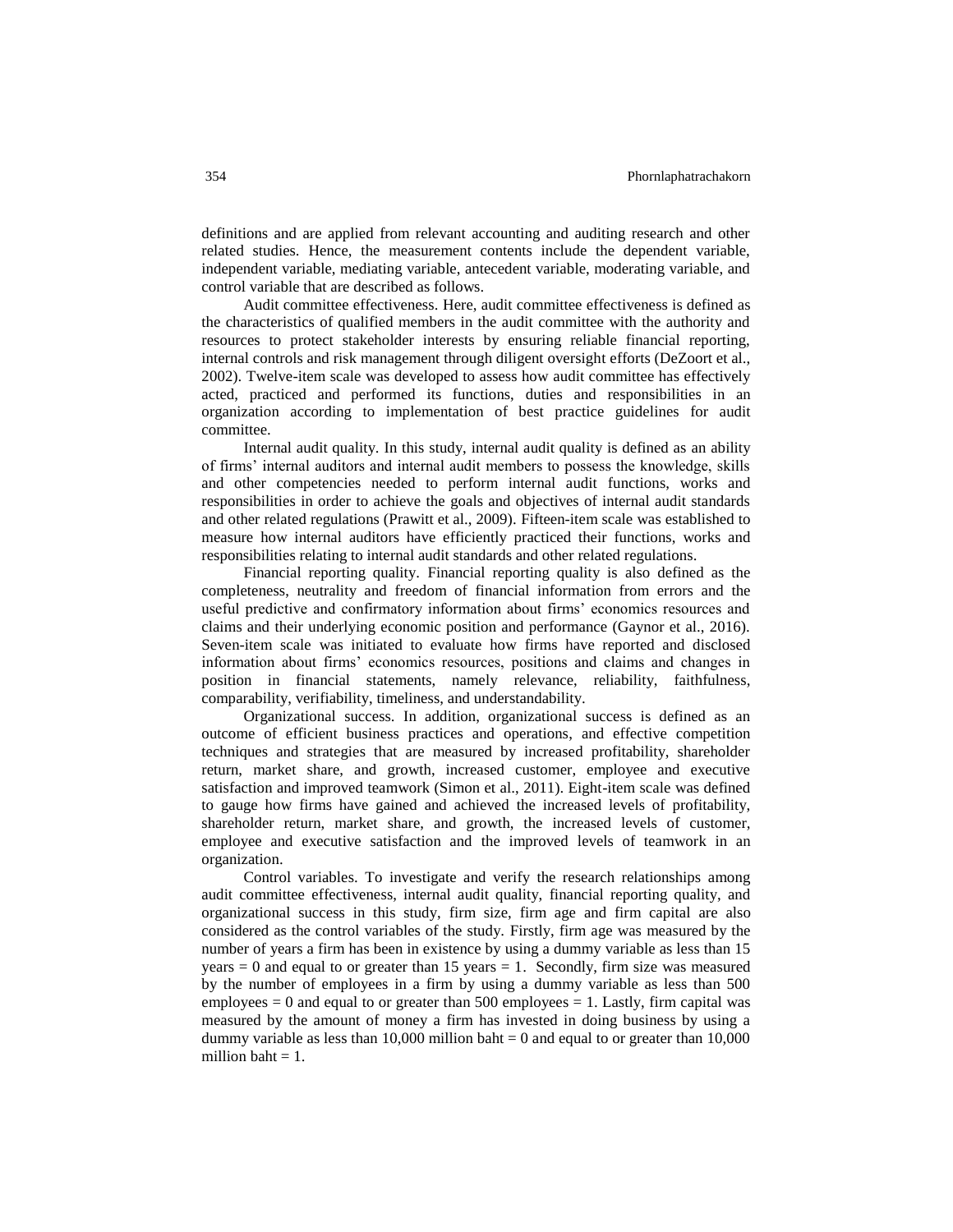definitions and are applied from relevant accounting and auditing research and other related studies. Hence, the measurement contents include the dependent variable, independent variable, mediating variable, antecedent variable, moderating variable, and control variable that are described as follows.

Audit committee effectiveness. Here, audit committee effectiveness is defined as the characteristics of qualified members in the audit committee with the authority and resources to protect stakeholder interests by ensuring reliable financial reporting, internal controls and risk management through diligent oversight efforts (DeZoort et al., 2002). Twelve-item scale was developed to assess how audit committee has effectively acted, practiced and performed its functions, duties and responsibilities in an organization according to implementation of best practice guidelines for audit committee.

Internal audit quality. In this study, internal audit quality is defined as an ability of firms' internal auditors and internal audit members to possess the knowledge, skills and other competencies needed to perform internal audit functions, works and responsibilities in order to achieve the goals and objectives of internal audit standards and other related regulations (Prawitt et al., 2009). Fifteen-item scale was established to measure how internal auditors have efficiently practiced their functions, works and responsibilities relating to internal audit standards and other related regulations.

Financial reporting quality. Financial reporting quality is also defined as the completeness, neutrality and freedom of financial information from errors and the useful predictive and confirmatory information about firms' economics resources and claims and their underlying economic position and performance (Gaynor et al., 2016). Seven-item scale was initiated to evaluate how firms have reported and disclosed information about firms' economics resources, positions and claims and changes in position in financial statements, namely relevance, reliability, faithfulness, comparability, verifiability, timeliness, and understandability.

Organizational success. In addition, organizational success is defined as an outcome of efficient business practices and operations, and effective competition techniques and strategies that are measured by increased profitability, shareholder return, market share, and growth, increased customer, employee and executive satisfaction and improved teamwork (Simon et al., 2011). Eight-item scale was defined to gauge how firms have gained and achieved the increased levels of profitability, shareholder return, market share, and growth, the increased levels of customer, employee and executive satisfaction and the improved levels of teamwork in an organization.

Control variables. To investigate and verify the research relationships among audit committee effectiveness, internal audit quality, financial reporting quality, and organizational success in this study, firm size, firm age and firm capital are also considered as the control variables of the study. Firstly, firm age was measured by the number of years a firm has been in existence by using a dummy variable as less than 15 years = 0 and equal to or greater than 15 years = 1. Secondly, firm size was measured by the number of employees in a firm by using a dummy variable as less than 500 employees = 0 and equal to or greater than 500 employees = 1. Lastly, firm capital was measured by the amount of money a firm has invested in doing business by using a dummy variable as less than 10,000 million baht = 0 and equal to or greater than 10,000 million baht = 1.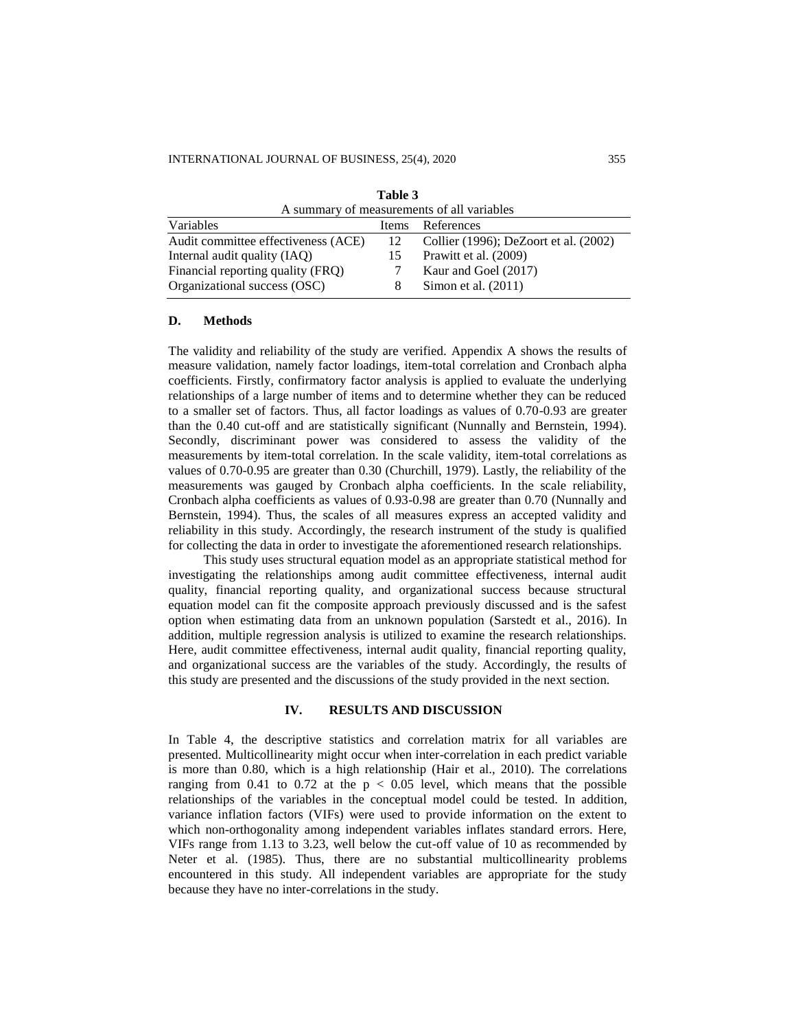**Table 3**
A summary of measurements of all variables

| Variables | Items | References |
|---|---|---|
| Audit committee effectiveness (ACE) | 12 | Collier (1996); DeZoort et al. (2002) |
| Internal audit quality (IAQ) | 15 | Prawitt et al. (2009) |
| Financial reporting quality (FRQ) | 7 | Kaur and Goel (2017) |
| Organizational success (OSC) | 8 | Simon et al. (2011) |

### D. Methods

The validity and reliability of the study are verified. Appendix A shows the results of measure validation, namely factor loadings, item-total correlation and Cronbach alpha coefficients. Firstly, confirmatory factor analysis is applied to evaluate the underlying relationships of a large number of items and to determine whether they can be reduced to a smaller set of factors. Thus, all factor loadings as values of 0.70-0.93 are greater than the 0.40 cut-off and are statistically significant (Nunnally and Bernstein, 1994). Secondly, discriminant power was considered to assess the validity of the measurements by item-total correlation. In the scale validity, item-total correlations as values of 0.70-0.95 are greater than 0.30 (Churchill, 1979). Lastly, the reliability of the measurements was gauged by Cronbach alpha coefficients. In the scale reliability, Cronbach alpha coefficients as values of 0.93-0.98 are greater than 0.70 (Nunnally and Bernstein, 1994). Thus, the scales of all measures express an accepted validity and reliability in this study. Accordingly, the research instrument of the study is qualified for collecting the data in order to investigate the aforementioned research relationships.

This study uses structural equation model as an appropriate statistical method for investigating the relationships among audit committee effectiveness, internal audit quality, financial reporting quality, and organizational success because structural equation model can fit the composite approach previously discussed and is the safest option when estimating data from an unknown population (Sarstedt et al., 2016). In addition, multiple regression analysis is utilized to examine the research relationships. Here, audit committee effectiveness, internal audit quality, financial reporting quality, and organizational success are the variables of the study. Accordingly, the results of this study are presented and the discussions of the study provided in the next section.

## IV. RESULTS AND DISCUSSION

In Table 4, the descriptive statistics and correlation matrix for all variables are presented. Multicollinearity might occur when inter-correlation in each predict variable is more than 0.80, which is a high relationship (Hair et al., 2010). The correlations ranging from 0.41 to 0.72 at the $p < 0.05$ level, which means that the possible relationships of the variables in the conceptual model could be tested. In addition, variance inflation factors (VIFs) were used to provide information on the extent to which non-orthogonality among independent variables inflates standard errors. Here, VIFs range from 1.13 to 3.23, well below the cut-off value of 10 as recommended by Neter et al. (1985). Thus, there are no substantial multicollinearity problems encountered in this study. All independent variables are appropriate for the study because they have no inter-correlations in the study.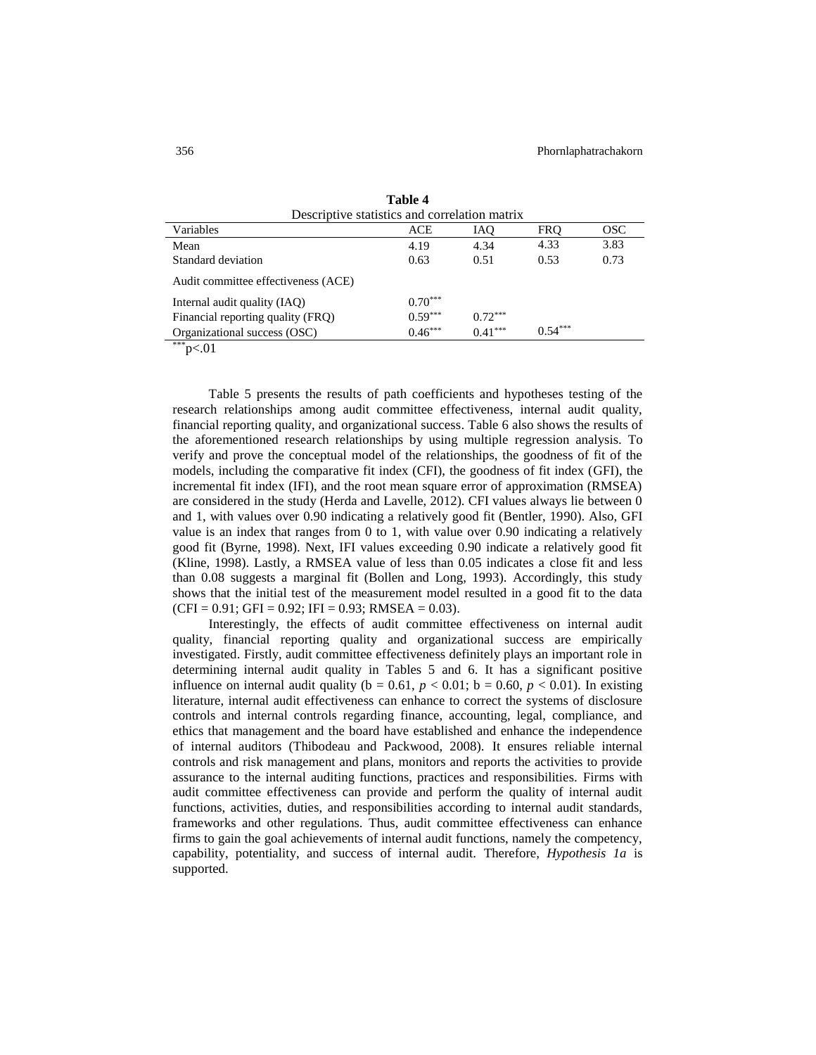**Table 4**

Descriptive statistics and correlation matrix

| Variables | ACE | IAQ | FRQ | OSC |
|---|---|---|---|---|
| Mean | 4.19 | 4.34 | 4.33 | 3.83 |
| Standard deviation | 0.63 | 0.51 | 0.53 | 0.73 |
| Audit committee effectiveness (ACE) | | | | |
| Internal audit quality (IAQ) | $0.70^{***}$ | | | |
| Financial reporting quality (FRQ) | $0.59^{***}$ | $0.72^{***}$ | | |
| Organizational success (OSC) | $0.46^{***}$ | $0.41^{***}$ | $0.54^{***}$ | |

$^{***}p<.01$

Table 5 presents the results of path coefficients and hypotheses testing of the research relationships among audit committee effectiveness, internal audit quality, financial reporting quality, and organizational success. Table 6 also shows the results of the aforementioned research relationships by using multiple regression analysis. To verify and prove the conceptual model of the relationships, the goodness of fit of the models, including the comparative fit index (CFI), the goodness of fit index (GFI), the incremental fit index (IFI), and the root mean square error of approximation (RMSEA) are considered in the study (Herda and Lavelle, 2012). CFI values always lie between 0 and 1, with values over 0.90 indicating a relatively good fit (Bentler, 1990). Also, GFI value is an index that ranges from 0 to 1, with value over 0.90 indicating a relatively good fit (Byrne, 1998). Next, IFI values exceeding 0.90 indicate a relatively good fit (Kline, 1998). Lastly, a RMSEA value of less than 0.05 indicates a close fit and less than 0.08 suggests a marginal fit (Bollen and Long, 1993). Accordingly, this study shows that the initial test of the measurement model resulted in a good fit to the data (CFI = 0.91; GFI = 0.92; IFI = 0.93; RMSEA = 0.03).

Interestingly, the effects of audit committee effectiveness on internal audit quality, financial reporting quality and organizational success are empirically investigated. Firstly, audit committee effectiveness definitely plays an important role in determining internal audit quality in Tables 5 and 6. It has a significant positive influence on internal audit quality (b = 0.61, $p < 0.01$; b = 0.60, $p < 0.01$). In existing literature, internal audit effectiveness can enhance to correct the systems of disclosure controls and internal controls regarding finance, accounting, legal, compliance, and ethics that management and the board have established and enhance the independence of internal auditors (Thibodeau and Packwood, 2008). It ensures reliable internal controls and risk management and plans, monitors and reports the activities to provide assurance to the internal auditing functions, practices and responsibilities. Firms with audit committee effectiveness can provide and perform the quality of internal audit functions, activities, duties, and responsibilities according to internal audit standards, frameworks and other regulations. Thus, audit committee effectiveness can enhance firms to gain the goal achievements of internal audit functions, namely the competency, capability, potentiality, and success of internal audit. Therefore, *Hypothesis 1a* is supported.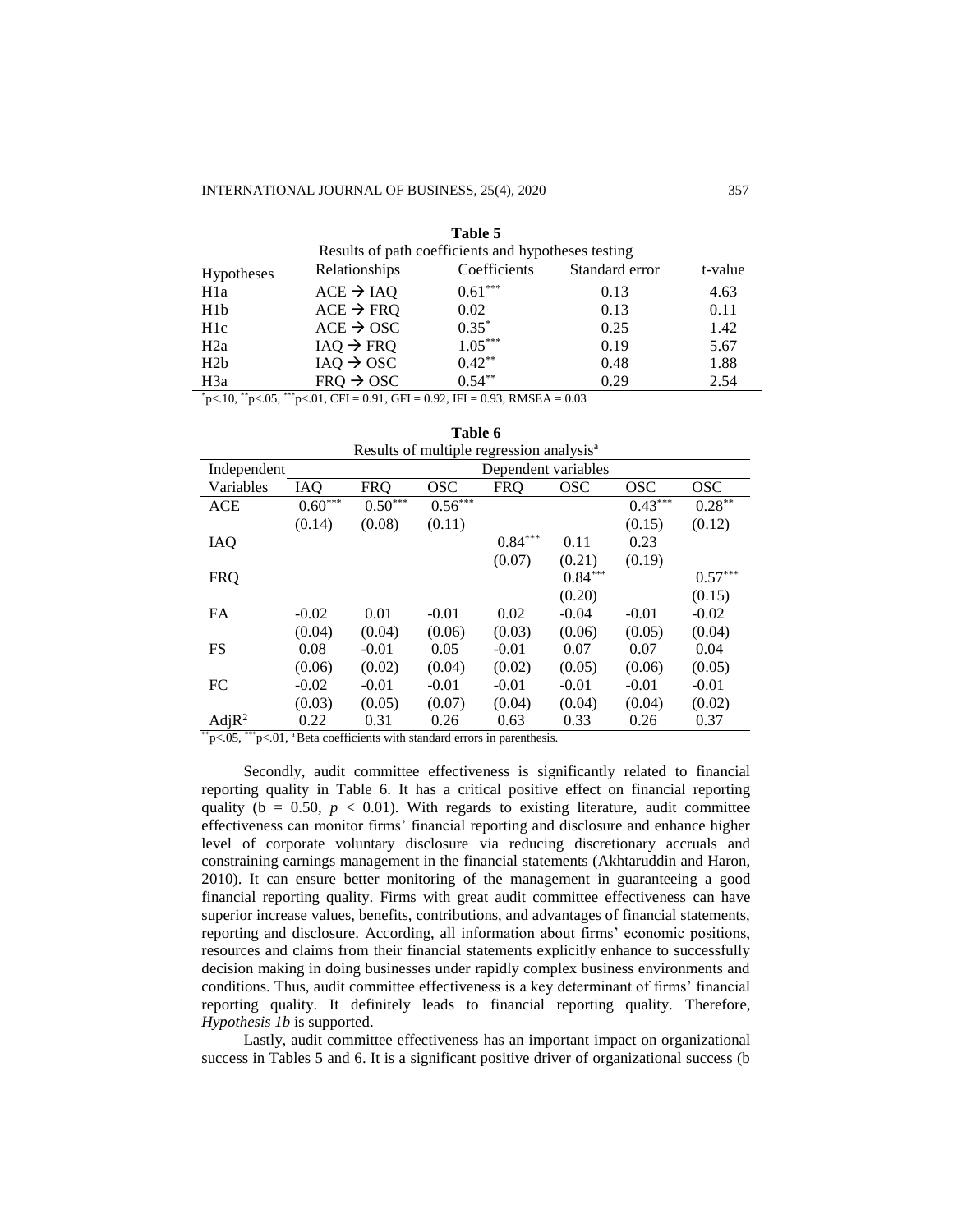**Table 5**

Results of path coefficients and hypotheses testing

| Hypotheses | Relationships | Coefficients | Standard error | t-value |
|---|---|---|---|---|
| H1a | ACE → IAQ | $0.61^{***}$ | 0.13 | 4.63 |
| H1b | ACE → FRQ | 0.02 | 0.13 | 0.11 |
| H1c | ACE → OSC | $0.35^{*}$ | 0.25 | 1.42 |
| H2a | IAQ → FRQ | $1.05^{***}$ | 0.19 | 5.67 |
| H2b | IAQ → OSC | $0.42^{**}$ | 0.48 | 1.88 |
| H3a | FRQ → OSC | $0.54^{**}$ | 0.29 | 2.54 |

$^{*}p<.10$, $^{**}p<.05$, $^{***}p<.01$, CFI = 0.91, GFI = 0.92, IFI = 0.93, RMSEA = 0.03

**Table 6**

Results of multiple regression analysis[a]

| Independent Variables | Dependent variables | | | | | | |
|---|---|---|---|---|---|---|---|
| | IAQ | FRQ | OSC | FRQ | OSC | OSC | OSC |
| ACE | $0.60^{***}$ | $0.50^{***}$ | $0.56^{***}$ | | | $0.43^{***}$ | $0.28^{**}$ |
| | (0.14) | (0.08) | (0.11) | | | (0.15) | (0.12) |
| IAQ | | | | $0.84^{***}$ | 0.11 | 0.23 | |
| | | | | (0.07) | (0.21) | (0.19) | |
| FRQ | | | | | $0.84^{***}$ | | $0.57^{***}$ |
| | | | | | (0.20) | | (0.15) |
| FA | -0.02 | 0.01 | -0.01 | 0.02 | -0.04 | -0.01 | -0.02 |
| | (0.04) | (0.04) | (0.06) | (0.03) | (0.06) | (0.05) | (0.04) |
| FS | 0.08 | -0.01 | 0.05 | -0.01 | 0.07 | 0.07 | 0.04 |
| | (0.06) | (0.02) | (0.04) | (0.02) | (0.05) | (0.06) | (0.05) |
| FC | -0.02 | -0.01 | -0.01 | -0.01 | -0.01 | -0.01 | -0.01 |
| | (0.03) | (0.05) | (0.07) | (0.04) | (0.04) | (0.04) | (0.02) |
| $AdjR^2$ | 0.22 | 0.31 | 0.26 | 0.63 | 0.33 | 0.26 | 0.37 |

$^{**}p<.05$, $^{***}p<.01$, [a] Beta coefficients with standard errors in parenthesis.

Secondly, audit committee effectiveness is significantly related to financial reporting quality in Table 6. It has a critical positive effect on financial reporting quality (b = 0.50, $p$ < 0.01). With regards to existing literature, audit committee effectiveness can monitor firms' financial reporting and disclosure and enhance higher level of corporate voluntary disclosure via reducing discretionary accruals and constraining earnings management in the financial statements (Akhtaruddin and Haron, 2010). It can ensure better monitoring of the management in guaranteeing a good financial reporting quality. Firms with great audit committee effectiveness can have superior increase values, benefits, contributions, and advantages of financial statements, reporting and disclosure. According, all information about firms' economic positions, resources and claims from their financial statements explicitly enhance to successfully decision making in doing businesses under rapidly complex business environments and conditions. Thus, audit committee effectiveness is a key determinant of firms' financial reporting quality. It definitely leads to financial reporting quality. Therefore, *Hypothesis 1b* is supported.

Lastly, audit committee effectiveness has an important impact on organizational success in Tables 5 and 6. It is a significant positive driver of organizational success (b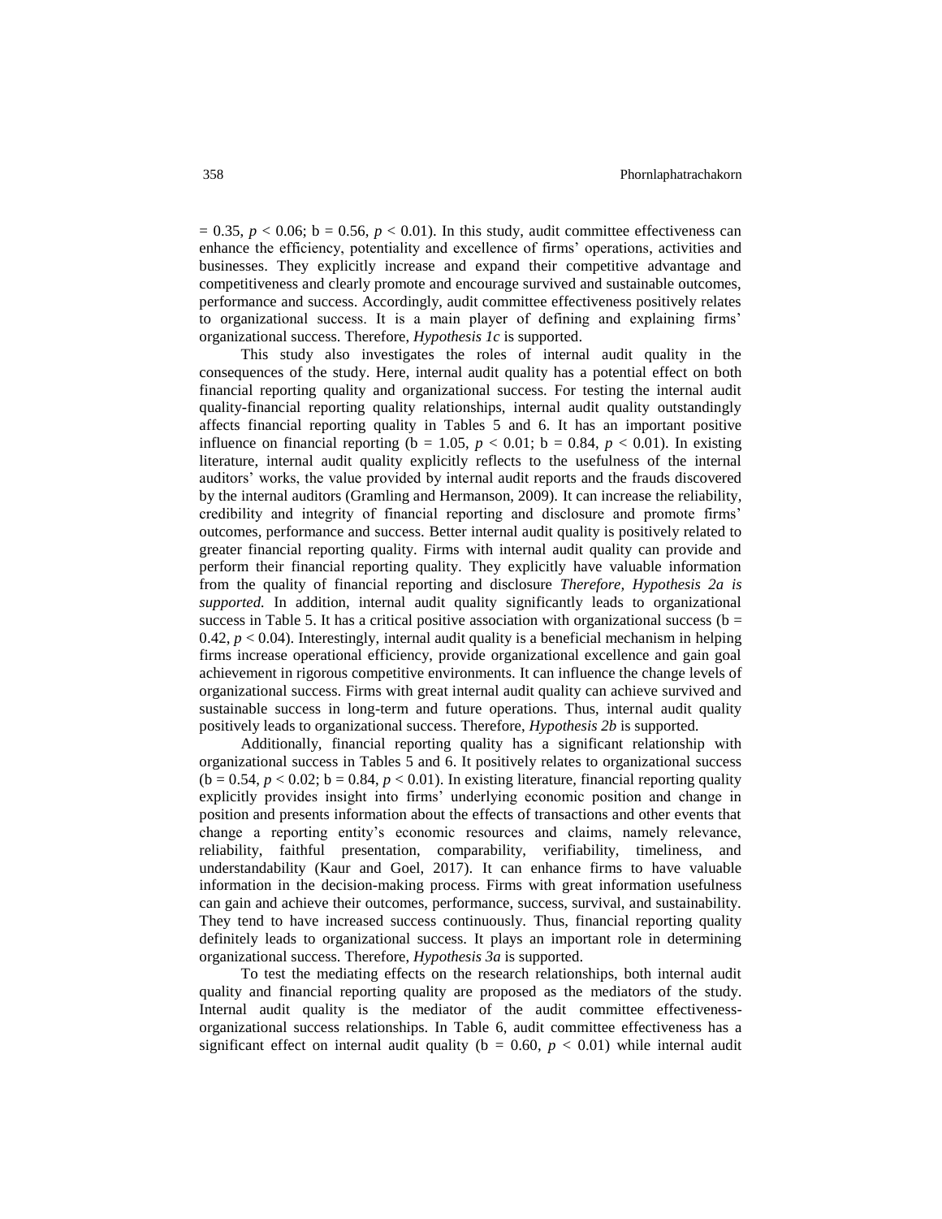= 0.35, $p < 0.06$; b = 0.56, $p < 0.01$). In this study, audit committee effectiveness can enhance the efficiency, potentiality and excellence of firms' operations, activities and businesses. They explicitly increase and expand their competitive advantage and competitiveness and clearly promote and encourage survived and sustainable outcomes, performance and success. Accordingly, audit committee effectiveness positively relates to organizational success. It is a main player of defining and explaining firms' organizational success. Therefore, *Hypothesis 1c* is supported.

This study also investigates the roles of internal audit quality in the consequences of the study. Here, internal audit quality has a potential effect on both financial reporting quality and organizational success. For testing the internal audit quality-financial reporting quality relationships, internal audit quality outstandingly affects financial reporting quality in Tables 5 and 6. It has an important positive influence on financial reporting (b = 1.05, $p < 0.01$; b = 0.84, $p < 0.01$). In existing literature, internal audit quality explicitly reflects to the usefulness of the internal auditors' works, the value provided by internal audit reports and the frauds discovered by the internal auditors (Gramling and Hermanson, 2009). It can increase the reliability, credibility and integrity of financial reporting and disclosure and promote firms' outcomes, performance and success. Better internal audit quality is positively related to greater financial reporting quality. Firms with internal audit quality can provide and perform their financial reporting quality. They explicitly have valuable information from the quality of financial reporting and disclosure *Therefore, Hypothesis 2a is supported.* In addition, internal audit quality significantly leads to organizational success in Table 5. It has a critical positive association with organizational success (b = 0.42, $p < 0.04$). Interestingly, internal audit quality is a beneficial mechanism in helping firms increase operational efficiency, provide organizational excellence and gain goal achievement in rigorous competitive environments. It can influence the change levels of organizational success. Firms with great internal audit quality can achieve survived and sustainable success in long-term and future operations. Thus, internal audit quality positively leads to organizational success. Therefore, *Hypothesis 2b* is supported.

Additionally, financial reporting quality has a significant relationship with organizational success in Tables 5 and 6. It positively relates to organizational success (b = 0.54, $p < 0.02$; b = 0.84, $p < 0.01$). In existing literature, financial reporting quality explicitly provides insight into firms' underlying economic position and change in position and presents information about the effects of transactions and other events that change a reporting entity's economic resources and claims, namely relevance, reliability, faithful presentation, comparability, verifiability, timeliness, and understandability (Kaur and Goel, 2017). It can enhance firms to have valuable information in the decision-making process. Firms with great information usefulness can gain and achieve their outcomes, performance, success, survival, and sustainability. They tend to have increased success continuously. Thus, financial reporting quality definitely leads to organizational success. It plays an important role in determining organizational success. Therefore, *Hypothesis 3a* is supported.

To test the mediating effects on the research relationships, both internal audit quality and financial reporting quality are proposed as the mediators of the study. Internal audit quality is the mediator of the audit committee effectiveness-organizational success relationships. In Table 6, audit committee effectiveness has a significant effect on internal audit quality (b = 0.60, $p < 0.01$) while internal audit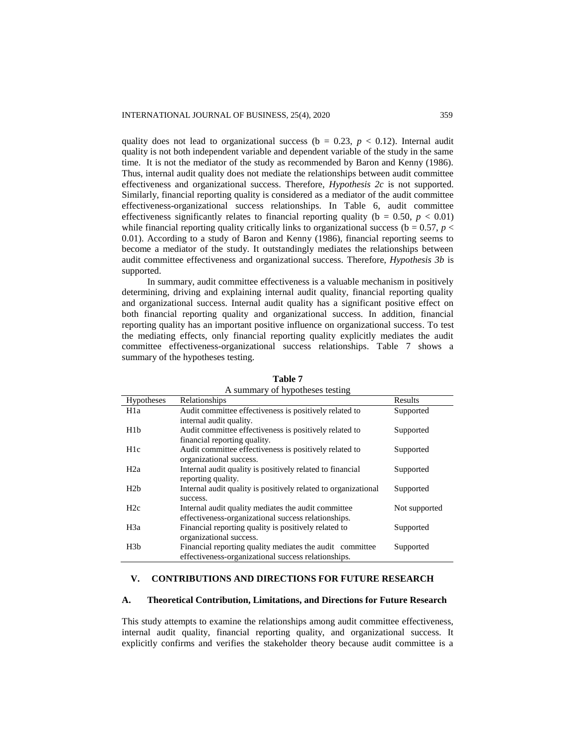quality does not lead to organizational success (b = 0.23, $p < 0.12$). Internal audit quality is not both independent variable and dependent variable of the study in the same time. It is not the mediator of the study as recommended by Baron and Kenny (1986). Thus, internal audit quality does not mediate the relationships between audit committee effectiveness and organizational success. Therefore, *Hypothesis 2c* is not supported. Similarly, financial reporting quality is considered as a mediator of the audit committee effectiveness-organizational success relationships. In Table 6, audit committee effectiveness significantly relates to financial reporting quality (b = 0.50, $p < 0.01$) while financial reporting quality critically links to organizational success (b = 0.57, $p < 0.01$). According to a study of Baron and Kenny (1986), financial reporting seems to become a mediator of the study. It outstandingly mediates the relationships between audit committee effectiveness and organizational success. Therefore, *Hypothesis 3b* is supported.

In summary, audit committee effectiveness is a valuable mechanism in positively determining, driving and explaining internal audit quality, financial reporting quality and organizational success. Internal audit quality has a significant positive effect on both financial reporting quality and organizational success. In addition, financial reporting quality has an important positive influence on organizational success. To test the mediating effects, only financial reporting quality explicitly mediates the audit committee effectiveness-organizational success relationships. Table 7 shows a summary of the hypotheses testing.

**Table 7**
A summary of hypotheses testing

| Hypotheses | Relationships | Results |
|---|---|---|
| H1a | Audit committee effectiveness is positively related to internal audit quality. | Supported |
| H1b | Audit committee effectiveness is positively related to financial reporting quality. | Supported |
| H1c | Audit committee effectiveness is positively related to organizational success. | Supported |
| H2a | Internal audit quality is positively related to financial reporting quality. | Supported |
| H2b | Internal audit quality is positively related to organizational success. | Supported |
| H2c | Internal audit quality mediates the audit committee effectiveness-organizational success relationships. | Not supported |
| H3a | Financial reporting quality is positively related to organizational success. | Supported |
| H3b | Financial reporting quality mediates the audit committee effectiveness-organizational success relationships. | Supported |

## V. CONTRIBUTIONS AND DIRECTIONS FOR FUTURE RESEARCH

### A. Theoretical Contribution, Limitations, and Directions for Future Research

This study attempts to examine the relationships among audit committee effectiveness, internal audit quality, financial reporting quality, and organizational success. It explicitly confirms and verifies the stakeholder theory because audit committee is a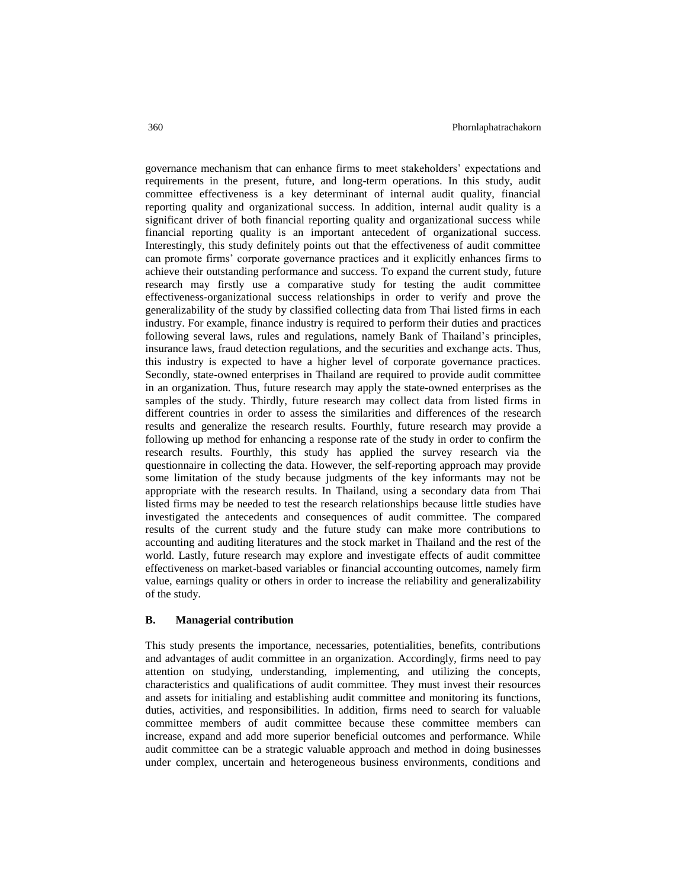governance mechanism that can enhance firms to meet stakeholders' expectations and requirements in the present, future, and long-term operations. In this study, audit committee effectiveness is a key determinant of internal audit quality, financial reporting quality and organizational success. In addition, internal audit quality is a significant driver of both financial reporting quality and organizational success while financial reporting quality is an important antecedent of organizational success. Interestingly, this study definitely points out that the effectiveness of audit committee can promote firms' corporate governance practices and it explicitly enhances firms to achieve their outstanding performance and success. To expand the current study, future research may firstly use a comparative study for testing the audit committee effectiveness-organizational success relationships in order to verify and prove the generalizability of the study by classified collecting data from Thai listed firms in each industry. For example, finance industry is required to perform their duties and practices following several laws, rules and regulations, namely Bank of Thailand's principles, insurance laws, fraud detection regulations, and the securities and exchange acts. Thus, this industry is expected to have a higher level of corporate governance practices. Secondly, state-owned enterprises in Thailand are required to provide audit committee in an organization. Thus, future research may apply the state-owned enterprises as the samples of the study. Thirdly, future research may collect data from listed firms in different countries in order to assess the similarities and differences of the research results and generalize the research results. Fourthly, future research may provide a following up method for enhancing a response rate of the study in order to confirm the research results. Fourthly, this study has applied the survey research via the questionnaire in collecting the data. However, the self-reporting approach may provide some limitation of the study because judgments of the key informants may not be appropriate with the research results. In Thailand, using a secondary data from Thai listed firms may be needed to test the research relationships because little studies have investigated the antecedents and consequences of audit committee. The compared results of the current study and the future study can make more contributions to accounting and auditing literatures and the stock market in Thailand and the rest of the world. Lastly, future research may explore and investigate effects of audit committee effectiveness on market-based variables or financial accounting outcomes, namely firm value, earnings quality or others in order to increase the reliability and generalizability of the study.

### B. Managerial contribution

This study presents the importance, necessaries, potentialities, benefits, contributions and advantages of audit committee in an organization. Accordingly, firms need to pay attention on studying, understanding, implementing, and utilizing the concepts, characteristics and qualifications of audit committee. They must invest their resources and assets for initialing and establishing audit committee and monitoring its functions, duties, activities, and responsibilities. In addition, firms need to search for valuable committee members of audit committee because these committee members can increase, expand and add more superior beneficial outcomes and performance. While audit committee can be a strategic valuable approach and method in doing businesses under complex, uncertain and heterogeneous business environments, conditions and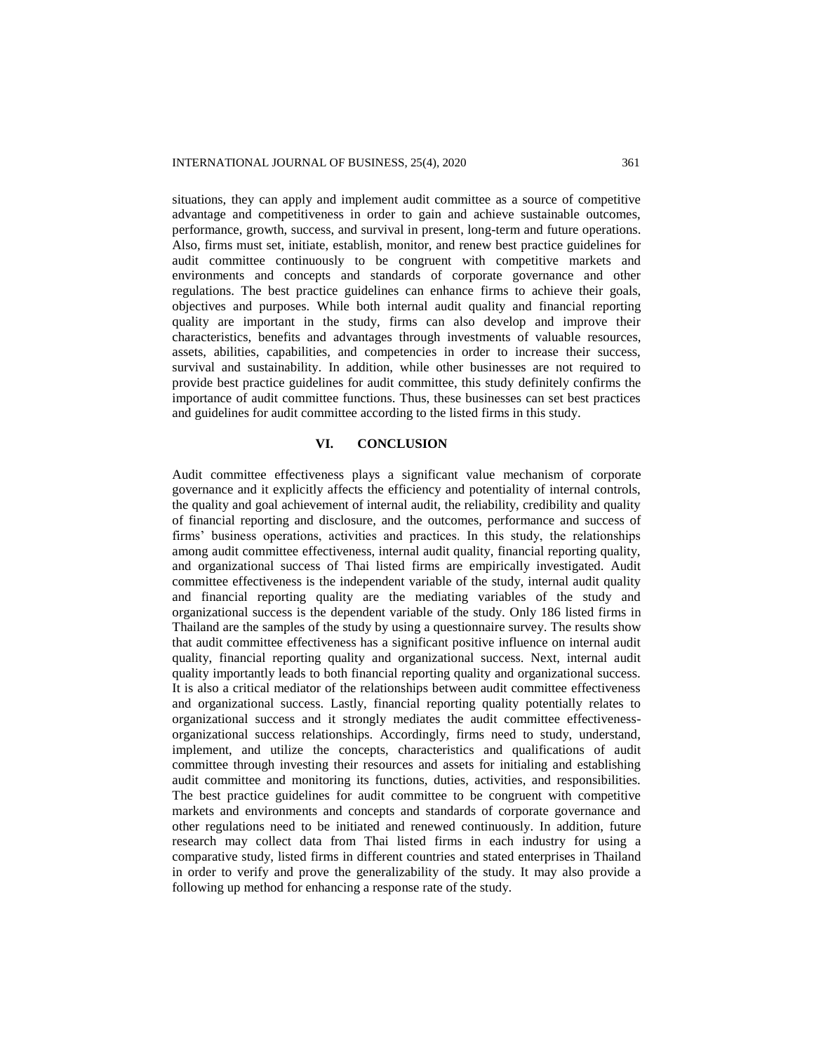situations, they can apply and implement audit committee as a source of competitive advantage and competitiveness in order to gain and achieve sustainable outcomes, performance, growth, success, and survival in present, long-term and future operations. Also, firms must set, initiate, establish, monitor, and renew best practice guidelines for audit committee continuously to be congruent with competitive markets and environments and concepts and standards of corporate governance and other regulations. The best practice guidelines can enhance firms to achieve their goals, objectives and purposes. While both internal audit quality and financial reporting quality are important in the study, firms can also develop and improve their characteristics, benefits and advantages through investments of valuable resources, assets, abilities, capabilities, and competencies in order to increase their success, survival and sustainability. In addition, while other businesses are not required to provide best practice guidelines for audit committee, this study definitely confirms the importance of audit committee functions. Thus, these businesses can set best practices and guidelines for audit committee according to the listed firms in this study.

## VI. CONCLUSION

Audit committee effectiveness plays a significant value mechanism of corporate governance and it explicitly affects the efficiency and potentiality of internal controls, the quality and goal achievement of internal audit, the reliability, credibility and quality of financial reporting and disclosure, and the outcomes, performance and success of firms' business operations, activities and practices. In this study, the relationships among audit committee effectiveness, internal audit quality, financial reporting quality, and organizational success of Thai listed firms are empirically investigated. Audit committee effectiveness is the independent variable of the study, internal audit quality and financial reporting quality are the mediating variables of the study and organizational success is the dependent variable of the study. Only 186 listed firms in Thailand are the samples of the study by using a questionnaire survey. The results show that audit committee effectiveness has a significant positive influence on internal audit quality, financial reporting quality and organizational success. Next, internal audit quality importantly leads to both financial reporting quality and organizational success. It is also a critical mediator of the relationships between audit committee effectiveness and organizational success. Lastly, financial reporting quality potentially relates to organizational success and it strongly mediates the audit committee effectiveness-organizational success relationships. Accordingly, firms need to study, understand, implement, and utilize the concepts, characteristics and qualifications of audit committee through investing their resources and assets for initialing and establishing audit committee and monitoring its functions, duties, activities, and responsibilities. The best practice guidelines for audit committee to be congruent with competitive markets and environments and concepts and standards of corporate governance and other regulations need to be initiated and renewed continuously. In addition, future research may collect data from Thai listed firms in each industry for using a comparative study, listed firms in different countries and stated enterprises in Thailand in order to verify and prove the generalizability of the study. It may also provide a following up method for enhancing a response rate of the study.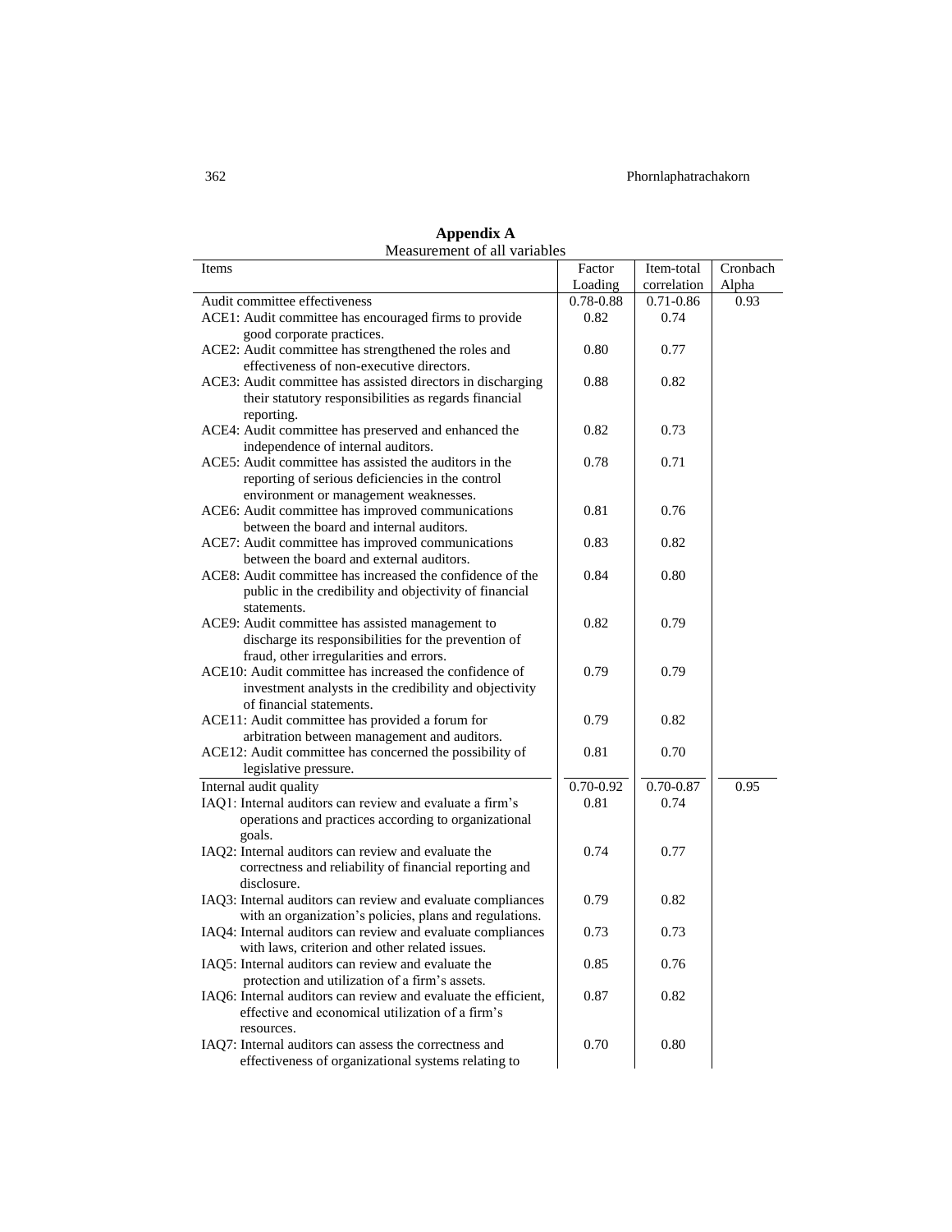**Appendix A**

Measurement of all variables

| Items | Factor Loading | Item-total correlation | Cronbach Alpha |
|---|---|---|---|
| Audit committee effectiveness | 0.78-0.88 | 0.71-0.86 | 0.93 |
| ACE1: Audit committee has encouraged firms to provide good corporate practices. | 0.82 | 0.74 | |
| ACE2: Audit committee has strengthened the roles and effectiveness of non-executive directors. | 0.80 | 0.77 | |
| ACE3: Audit committee has assisted directors in discharging their statutory responsibilities as regards financial reporting. | 0.88 | 0.82 | |
| ACE4: Audit committee has preserved and enhanced the independence of internal auditors. | 0.82 | 0.73 | |
| ACE5: Audit committee has assisted the auditors in the reporting of serious deficiencies in the control environment or management weaknesses. | 0.78 | 0.71 | |
| ACE6: Audit committee has improved communications between the board and internal auditors. | 0.81 | 0.76 | |
| ACE7: Audit committee has improved communications between the board and external auditors. | 0.83 | 0.82 | |
| ACE8: Audit committee has increased the confidence of the public in the credibility and objectivity of financial statements. | 0.84 | 0.80 | |
| ACE9: Audit committee has assisted management to discharge its responsibilities for the prevention of fraud, other irregularities and errors. | 0.82 | 0.79 | |
| ACE10: Audit committee has increased the confidence of investment analysts in the credibility and objectivity of financial statements. | 0.79 | 0.79 | |
| ACE11: Audit committee has provided a forum for arbitration between management and auditors. | 0.79 | 0.82 | |
| ACE12: Audit committee has concerned the possibility of legislative pressure. | 0.81 | 0.70 | |
| Internal audit quality | 0.70-0.92 | 0.70-0.87 | 0.95 |
| IAQ1: Internal auditors can review and evaluate a firm's operations and practices according to organizational goals. | 0.81 | 0.74 | |
| IAQ2: Internal auditors can review and evaluate the correctness and reliability of financial reporting and disclosure. | 0.74 | 0.77 | |
| IAQ3: Internal auditors can review and evaluate compliances with an organization's policies, plans and regulations. | 0.79 | 0.82 | |
| IAQ4: Internal auditors can review and evaluate compliances with laws, criterion and other related issues. | 0.73 | 0.73 | |
| IAQ5: Internal auditors can review and evaluate the protection and utilization of a firm's assets. | 0.85 | 0.76 | |
| IAQ6: Internal auditors can review and evaluate the efficient, effective and economical utilization of a firm's resources. | 0.87 | 0.82 | |
| IAQ7: Internal auditors can assess the correctness and effectiveness of organizational systems relating to | 0.70 | 0.80 | |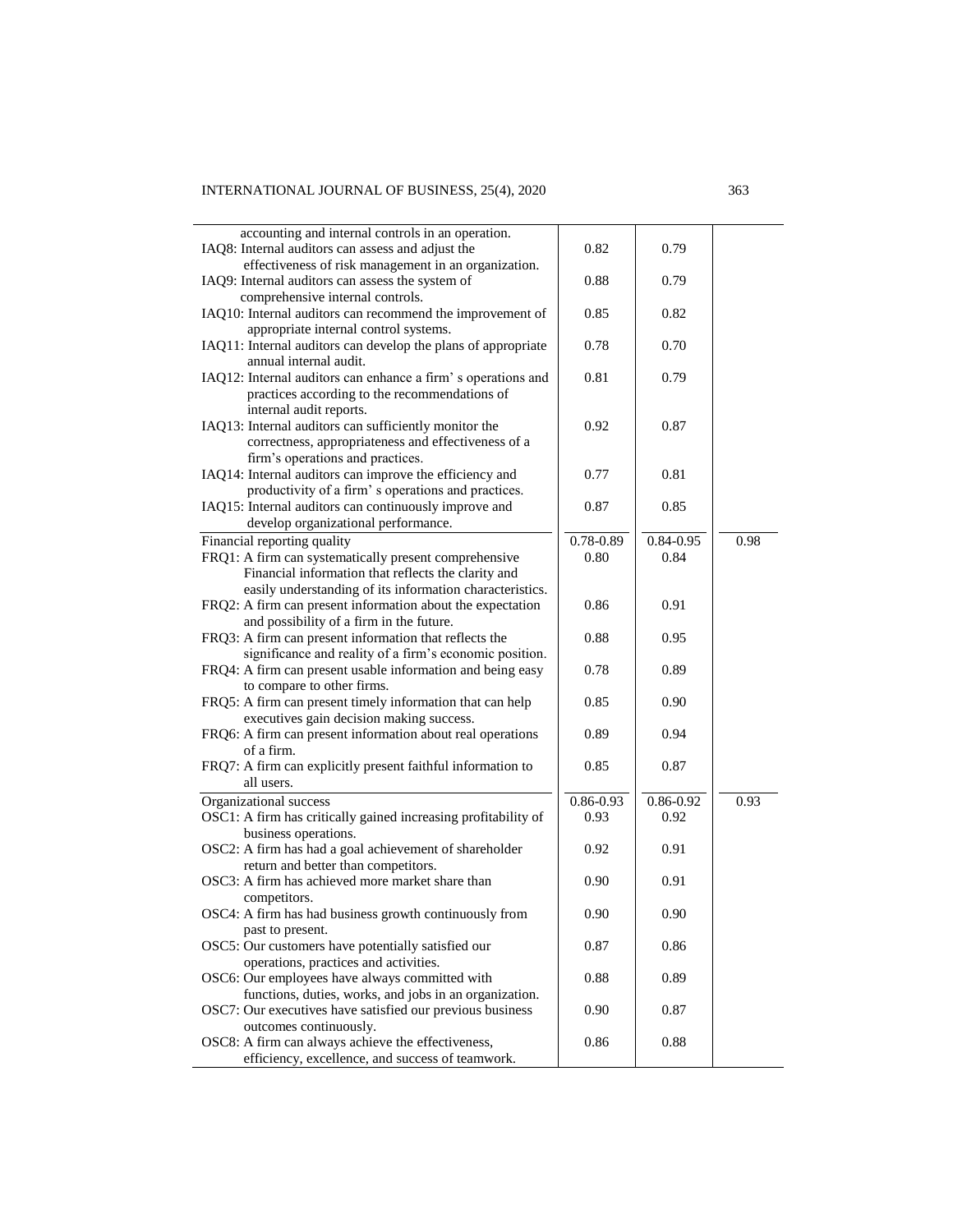| | | | |
|---|---|---|---|
| accounting and internal controls in an operation. | | | |
| IAQ8: Internal auditors can assess and adjust the effectiveness of risk management in an organization. | 0.82 | 0.79 | |
| IAQ9: Internal auditors can assess the system of comprehensive internal controls. | 0.88 | 0.79 | |
| IAQ10: Internal auditors can recommend the improvement of appropriate internal control systems. | 0.85 | 0.82 | |
| IAQ11: Internal auditors can develop the plans of appropriate annual internal audit. | 0.78 | 0.70 | |
| IAQ12: Internal auditors can enhance a firm' s operations and practices according to the recommendations of internal audit reports. | 0.81 | 0.79 | |
| IAQ13: Internal auditors can sufficiently monitor the correctness, appropriateness and effectiveness of a firm's operations and practices. | 0.92 | 0.87 | |
| IAQ14: Internal auditors can improve the efficiency and productivity of a firm' s operations and practices. | 0.77 | 0.81 | |
| IAQ15: Internal auditors can continuously improve and develop organizational performance. | 0.87 | 0.85 | |
| Financial reporting quality | 0.78-0.89 | 0.84-0.95 | 0.98 |
| FRQ1: A firm can systematically present comprehensive Financial information that reflects the clarity and easily understanding of its information characteristics. | 0.80 | 0.84 | |
| FRQ2: A firm can present information about the expectation and possibility of a firm in the future. | 0.86 | 0.91 | |
| FRQ3: A firm can present information that reflects the significance and reality of a firm's economic position. | 0.88 | 0.95 | |
| FRQ4: A firm can present usable information and being easy to compare to other firms. | 0.78 | 0.89 | |
| FRQ5: A firm can present timely information that can help executives gain decision making success. | 0.85 | 0.90 | |
| FRQ6: A firm can present information about real operations of a firm. | 0.89 | 0.94 | |
| FRQ7: A firm can explicitly present faithful information to all users. | 0.85 | 0.87 | |
| Organizational success | 0.86-0.93 | 0.86-0.92 | 0.93 |
| OSC1: A firm has critically gained increasing profitability of business operations. | 0.93 | 0.92 | |
| OSC2: A firm has had a goal achievement of shareholder return and better than competitors. | 0.92 | 0.91 | |
| OSC3: A firm has achieved more market share than competitors. | 0.90 | 0.91 | |
| OSC4: A firm has had business growth continuously from past to present. | 0.90 | 0.90 | |
| OSC5: Our customers have potentially satisfied our operations, practices and activities. | 0.87 | 0.86 | |
| OSC6: Our employees have always committed with functions, duties, works, and jobs in an organization. | 0.88 | 0.89 | |
| OSC7: Our executives have satisfied our previous business outcomes continuously. | 0.90 | 0.87 | |
| OSC8: A firm can always achieve the effectiveness, efficiency, excellence, and success of teamwork. | 0.86 | 0.88 | |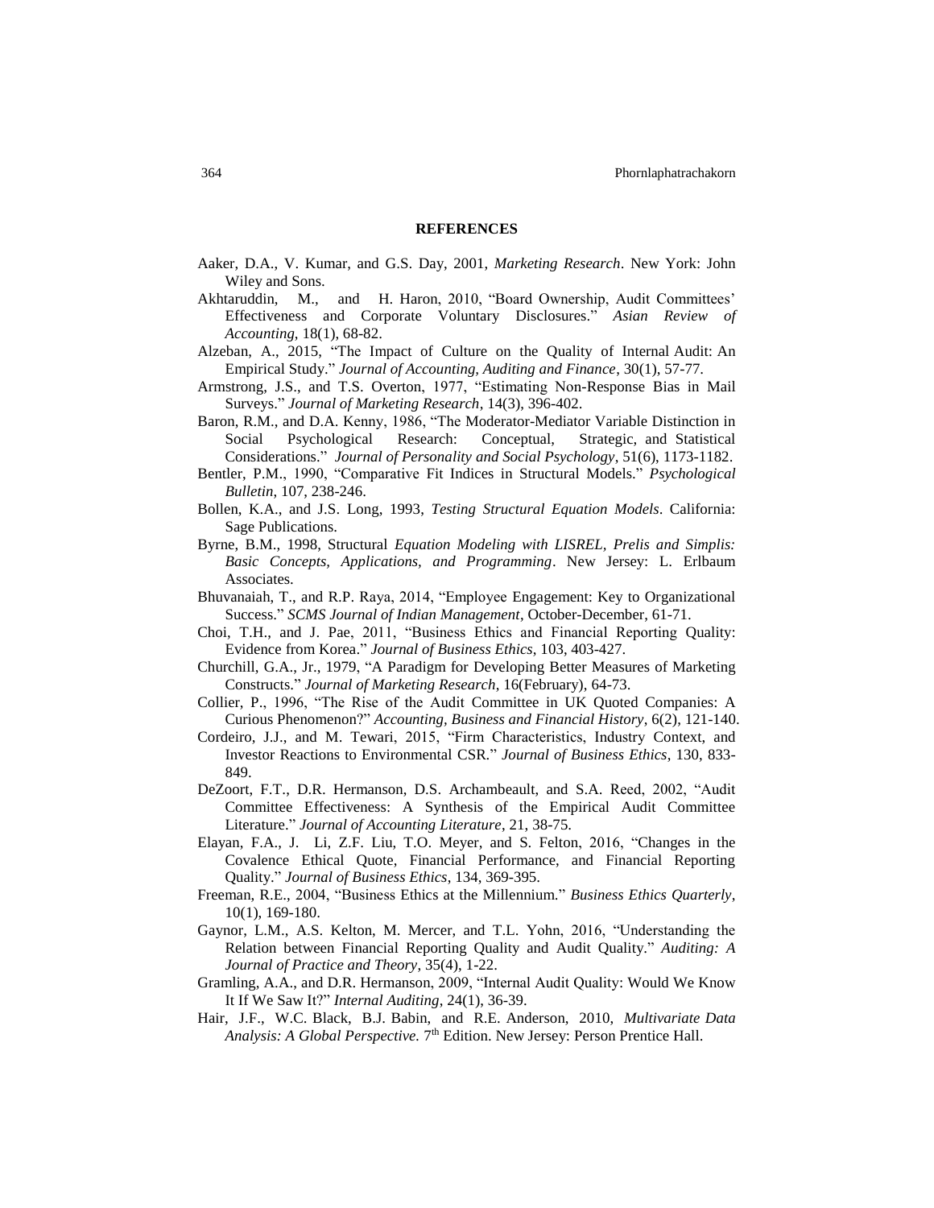## REFERENCES

Aaker, D.A., V. Kumar, and G.S. Day, 2001, *Marketing Research*. New York: John Wiley and Sons.

Akhtaruddin, M., and H. Haron, 2010, "Board Ownership, Audit Committees' Effectiveness and Corporate Voluntary Disclosures." *Asian Review of Accounting*, 18(1), 68-82.

Alzeban, A., 2015, "The Impact of Culture on the Quality of Internal Audit: An Empirical Study." *Journal of Accounting, Auditing and Finance*, 30(1), 57-77.

Armstrong, J.S., and T.S. Overton, 1977, "Estimating Non-Response Bias in Mail Surveys." *Journal of Marketing Research*, 14(3), 396-402.

Baron, R.M., and D.A. Kenny, 1986, "The Moderator-Mediator Variable Distinction in Social Psychological Research: Conceptual, Strategic, and Statistical Considerations." *Journal of Personality and Social Psychology*, 51(6), 1173-1182.

Bentler, P.M., 1990, "Comparative Fit Indices in Structural Models." *Psychological Bulletin*, 107, 238-246.

Bollen, K.A., and J.S. Long, 1993, *Testing Structural Equation Models*. California: Sage Publications.

Byrne, B.M., 1998, Structural *Equation Modeling with LISREL, Prelis and Simplis: Basic Concepts, Applications, and Programming*. New Jersey: L. Erlbaum Associates.

Bhuvanaiah, T., and R.P. Raya, 2014, "Employee Engagement: Key to Organizational Success." *SCMS Journal of Indian Management*, October-December, 61-71.

Choi, T.H., and J. Pae, 2011, "Business Ethics and Financial Reporting Quality: Evidence from Korea." *Journal of Business Ethics*, 103, 403-427.

Churchill, G.A., Jr., 1979, "A Paradigm for Developing Better Measures of Marketing Constructs." *Journal of Marketing Research*, 16(February), 64-73.

Collier, P., 1996, "The Rise of the Audit Committee in UK Quoted Companies: A Curious Phenomenon?" *Accounting, Business and Financial History*, 6(2), 121-140.

Cordeiro, J.J., and M. Tewari, 2015, "Firm Characteristics, Industry Context, and Investor Reactions to Environmental CSR." *Journal of Business Ethics*, 130, 833-849.

DeZoort, F.T., D.R. Hermanson, D.S. Archambeault, and S.A. Reed, 2002, "Audit Committee Effectiveness: A Synthesis of the Empirical Audit Committee Literature." *Journal of Accounting Literature*, 21, 38-75.

Elayan, F.A., J. Li, Z.F. Liu, T.O. Meyer, and S. Felton, 2016, "Changes in the Covalence Ethical Quote, Financial Performance, and Financial Reporting Quality." *Journal of Business Ethics*, 134, 369-395.

Freeman, R.E., 2004, "Business Ethics at the Millennium." *Business Ethics Quarterly*, 10(1), 169-180.

Gaynor, L.M., A.S. Kelton, M. Mercer, and T.L. Yohn, 2016, "Understanding the Relation between Financial Reporting Quality and Audit Quality." *Auditing: A Journal of Practice and Theory*, 35(4), 1-22.

Gramling, A.A., and D.R. Hermanson, 2009, "Internal Audit Quality: Would We Know It If We Saw It?" *Internal Auditing*, 24(1), 36-39.

Hair, J.F., W.C. Black, B.J. Babin, and R.E. Anderson, 2010, *Multivariate Data Analysis: A Global Perspective.* 7th Edition. New Jersey: Person Prentice Hall.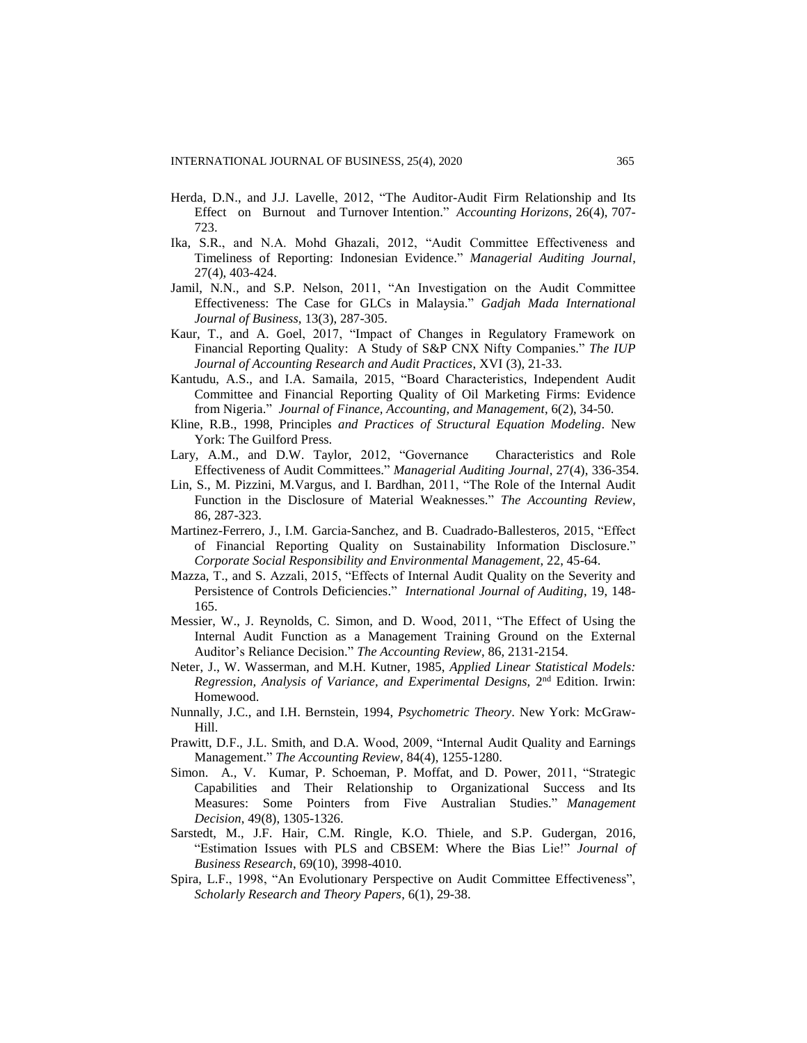Herda, D.N., and J.J. Lavelle, 2012, "The Auditor-Audit Firm Relationship and Its Effect on Burnout and Turnover Intention." *Accounting Horizons*, 26(4), 707-723.

Ika, S.R., and N.A. Mohd Ghazali, 2012, "Audit Committee Effectiveness and Timeliness of Reporting: Indonesian Evidence." *Managerial Auditing Journal*, 27(4), 403-424.

Jamil, N.N., and S.P. Nelson, 2011, "An Investigation on the Audit Committee Effectiveness: The Case for GLCs in Malaysia." *Gadjah Mada International Journal of Business*, 13(3), 287-305.

Kaur, T., and A. Goel, 2017, "Impact of Changes in Regulatory Framework on Financial Reporting Quality: A Study of S&P CNX Nifty Companies." *The IUP Journal of Accounting Research and Audit Practices*, XVI (3), 21-33.

Kantudu, A.S., and I.A. Samaila, 2015, "Board Characteristics, Independent Audit Committee and Financial Reporting Quality of Oil Marketing Firms: Evidence from Nigeria." *Journal of Finance, Accounting, and Management*, 6(2), 34-50.

Kline, R.B., 1998, Principles *and Practices of Structural Equation Modeling*. New York: The Guilford Press.

Lary, A.M., and D.W. Taylor, 2012, "Governance Characteristics and Role Effectiveness of Audit Committees." *Managerial Auditing Journal*, 27(4), 336-354.

Lin, S., M. Pizzini, M.Vargus, and I. Bardhan, 2011, "The Role of the Internal Audit Function in the Disclosure of Material Weaknesses." *The Accounting Review*, 86, 287-323.

Martinez-Ferrero, J., I.M. Garcia-Sanchez, and B. Cuadrado-Ballesteros, 2015, "Effect of Financial Reporting Quality on Sustainability Information Disclosure." *Corporate Social Responsibility and Environmental Management*, 22, 45-64.

Mazza, T., and S. Azzali, 2015, "Effects of Internal Audit Quality on the Severity and Persistence of Controls Deficiencies." *International Journal of Auditing*, 19, 148-165.

Messier, W., J. Reynolds, C. Simon, and D. Wood, 2011, "The Effect of Using the Internal Audit Function as a Management Training Ground on the External Auditor's Reliance Decision." *The Accounting Review*, 86, 2131-2154.

Neter, J., W. Wasserman, and M.H. Kutner, 1985, *Applied Linear Statistical Models: Regression, Analysis of Variance, and Experimental Designs,* 2nd Edition. Irwin: Homewood.

Nunnally, J.C., and I.H. Bernstein, 1994, *Psychometric Theory*. New York: McGraw-Hill.

Prawitt, D.F., J.L. Smith, and D.A. Wood, 2009, "Internal Audit Quality and Earnings Management." *The Accounting Review*, 84(4), 1255-1280.

Simon. A., V. Kumar, P. Schoeman, P. Moffat, and D. Power, 2011, "Strategic Capabilities and Their Relationship to Organizational Success and Its Measures: Some Pointers from Five Australian Studies." *Management Decision*, 49(8), 1305-1326.

Sarstedt, M., J.F. Hair, C.M. Ringle, K.O. Thiele, and S.P. Gudergan, 2016, "Estimation Issues with PLS and CBSEM: Where the Bias Lie!" *Journal of Business Research*, 69(10), 3998-4010.

Spira, L.F., 1998, "An Evolutionary Perspective on Audit Committee Effectiveness", *Scholarly Research and Theory Papers*, 6(1), 29-38.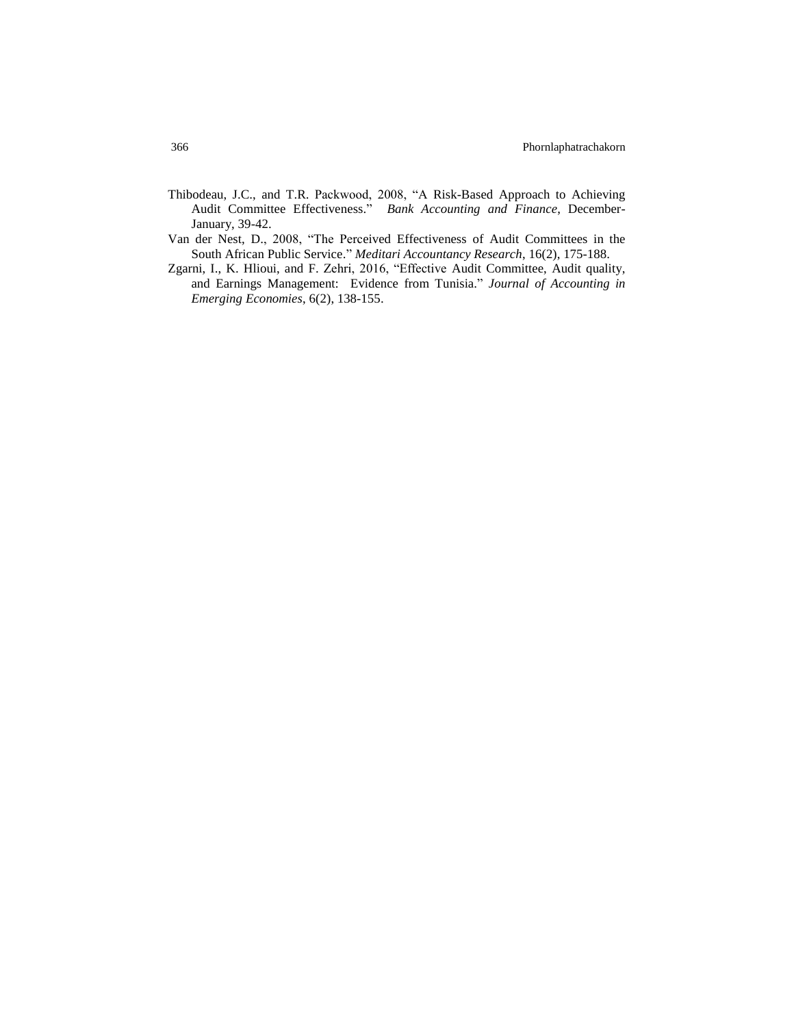Thibodeau, J.C., and T.R. Packwood, 2008, "A Risk-Based Approach to Achieving Audit Committee Effectiveness." *Bank Accounting and Finance*, December-January, 39-42.

Van der Nest, D., 2008, "The Perceived Effectiveness of Audit Committees in the South African Public Service." *Meditari Accountancy Research*, 16(2), 175-188.

Zgarni, I., K. Hlioui, and F. Zehri, 2016, "Effective Audit Committee, Audit quality, and Earnings Management: Evidence from Tunisia." *Journal of Accounting in Emerging Economies*, 6(2), 138-155.